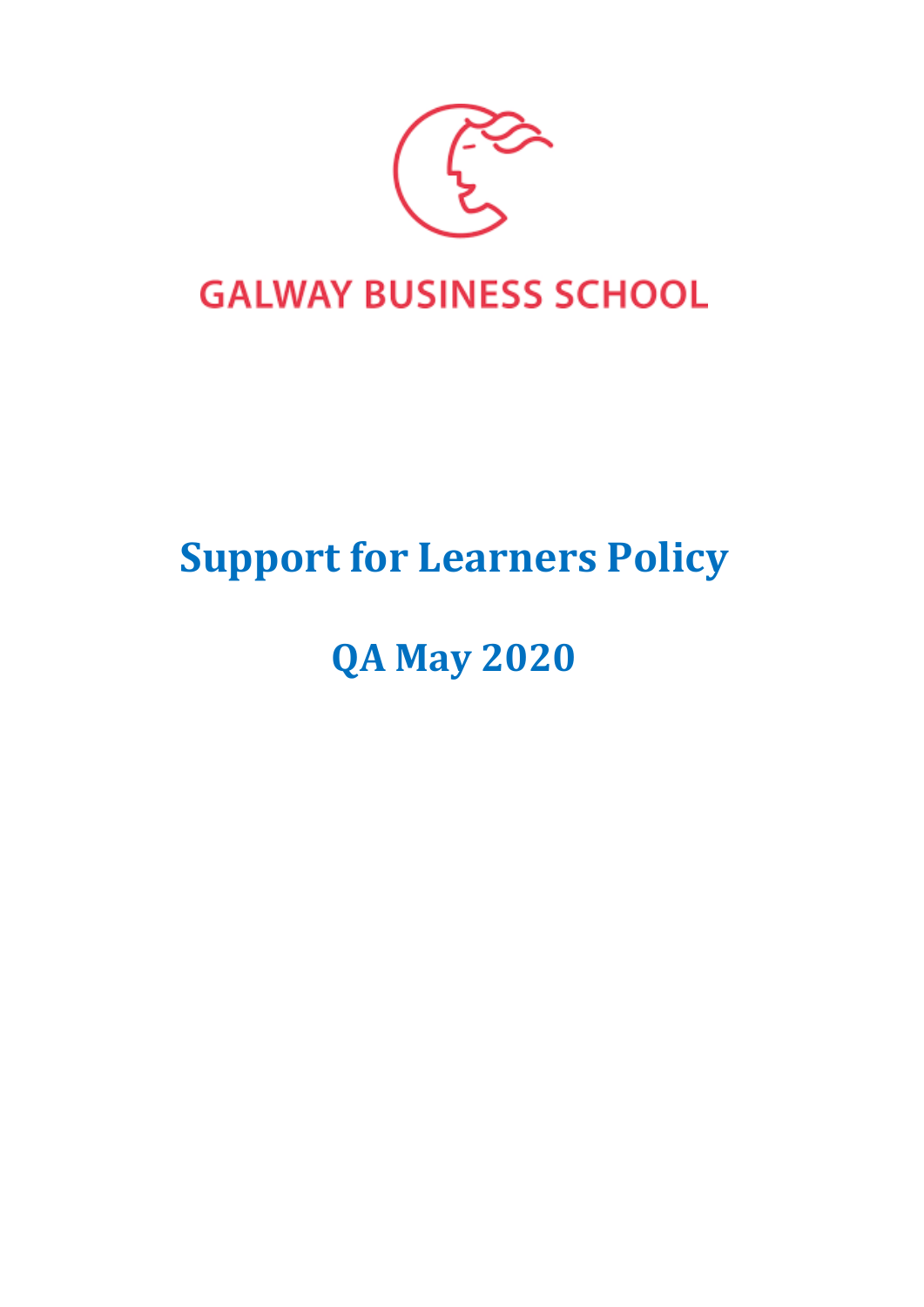GALWAY BUSINESS SCHOOL

# Support for Learners Policy

## QA May 2020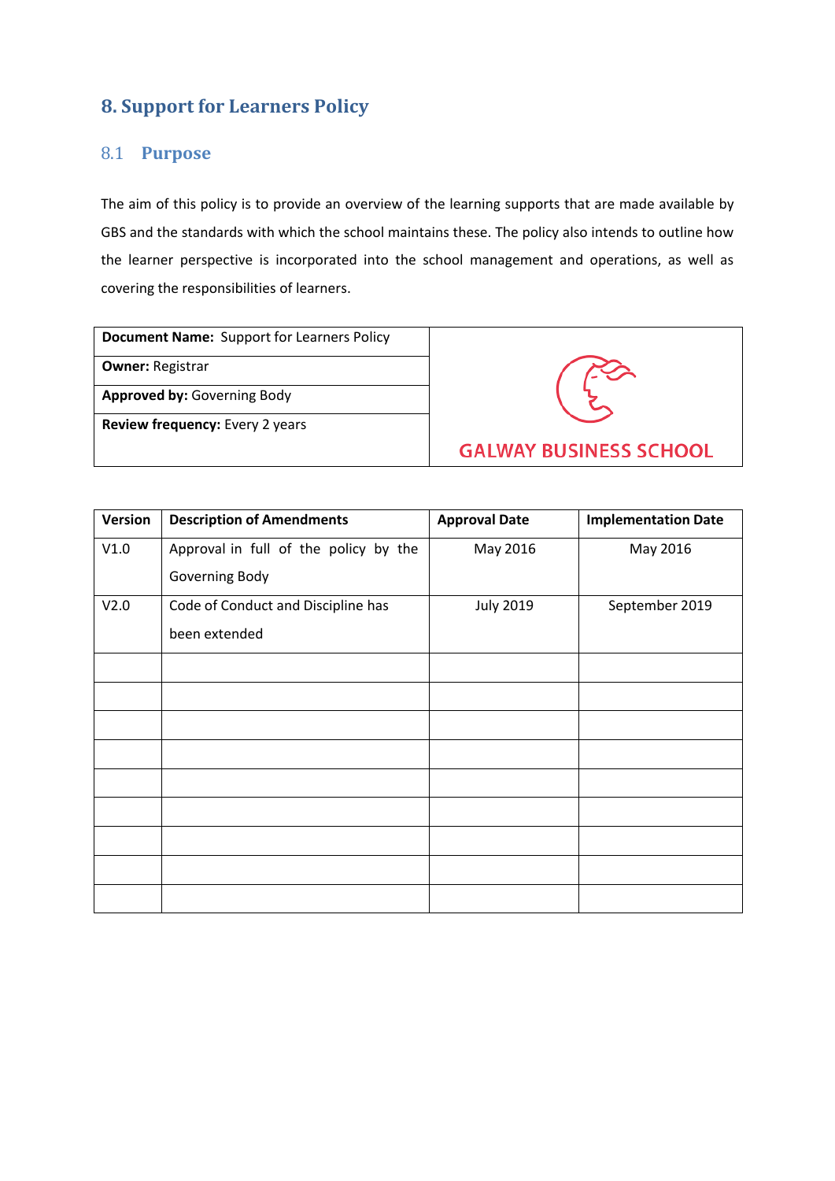## 8. Support for Learners Policy

### 8.1 Purpose

The aim of this policy is to provide an overview of the learning supports that are made available by GBS and the standards with which the school maintains these. The policy also intends to outline how the learner perspective is incorporated into the school management and operations, as well as covering the responsibilities of learners.

| **Document Name:** Support for Learners Policy | GALWAY BUSINESS SCHOOL |
|---|---|
| **Owner:** Registrar | |
| **Approved by:** Governing Body | |
| **Review frequency:** Every 2 years | |

| Version | Description of Amendments | Approval Date | Implementation Date |
|---|---|---|---|
| V1.0 | Approval in full of the policy by the Governing Body | May 2016 | May 2016 |
| V2.0 | Code of Conduct and Discipline has been extended | July 2019 | September 2019 |
| | | | |
| | | | |
| | | | |
| | | | |
| | | | |
| | | | |
| | | | |
| | | | |
| | | | |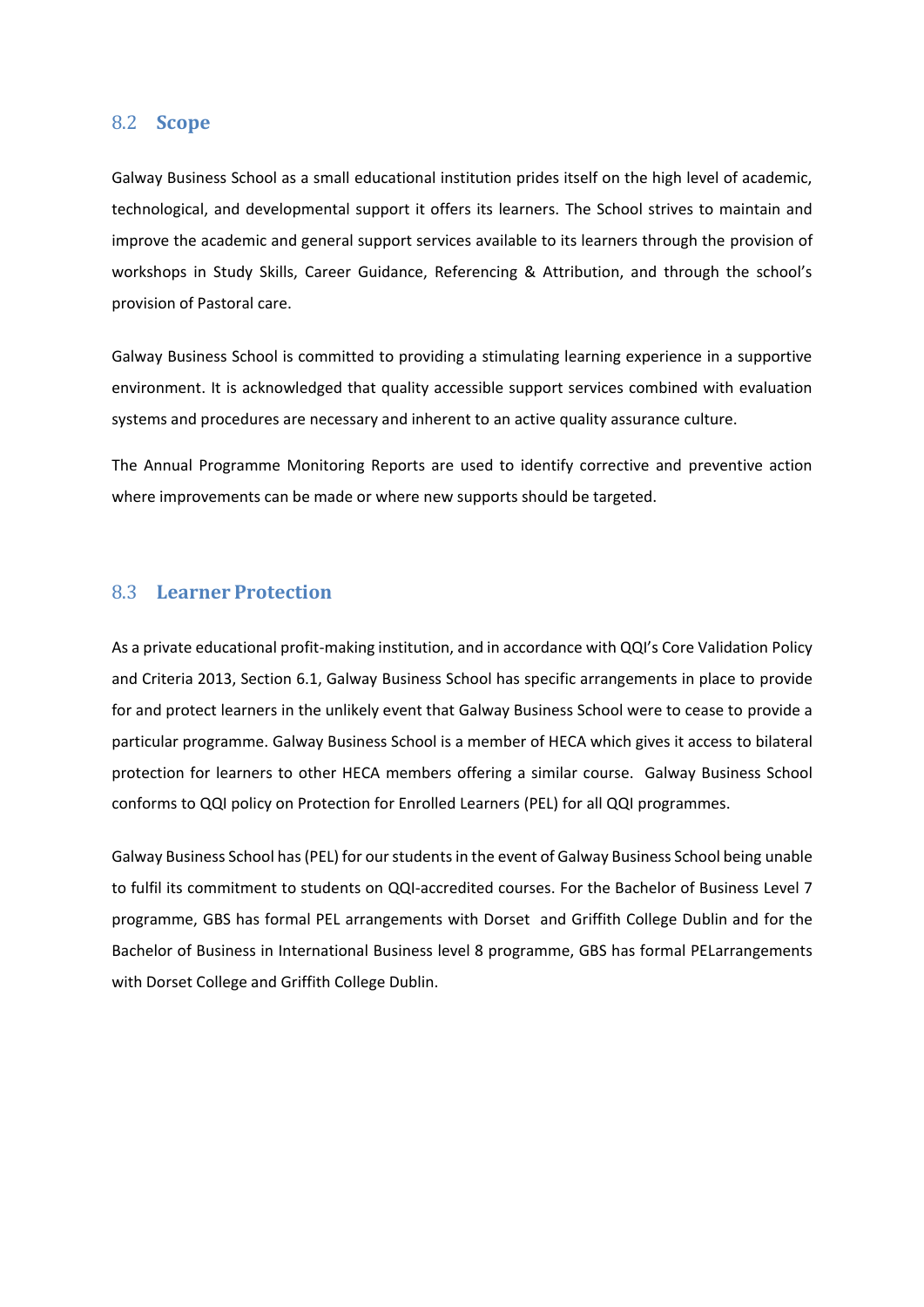## 8.2 Scope

Galway Business School as a small educational institution prides itself on the high level of academic, technological, and developmental support it offers its learners. The School strives to maintain and improve the academic and general support services available to its learners through the provision of workshops in Study Skills, Career Guidance, Referencing & Attribution, and through the school's provision of Pastoral care.

Galway Business School is committed to providing a stimulating learning experience in a supportive environment. It is acknowledged that quality accessible support services combined with evaluation systems and procedures are necessary and inherent to an active quality assurance culture.

The Annual Programme Monitoring Reports are used to identify corrective and preventive action where improvements can be made or where new supports should be targeted.

## 8.3 Learner Protection

As a private educational profit-making institution, and in accordance with QQI's Core Validation Policy and Criteria 2013, Section 6.1, Galway Business School has specific arrangements in place to provide for and protect learners in the unlikely event that Galway Business School were to cease to provide a particular programme. Galway Business School is a member of HECA which gives it access to bilateral protection for learners to other HECA members offering a similar course. Galway Business School conforms to QQI policy on Protection for Enrolled Learners (PEL) for all QQI programmes.

Galway Business School has (PEL) for our students in the event of Galway Business School being unable to fulfil its commitment to students on QQI-accredited courses. For the Bachelor of Business Level 7 programme, GBS has formal PEL arrangements with Dorset and Griffith College Dublin and for the Bachelor of Business in International Business level 8 programme, GBS has formal PELarrangements with Dorset College and Griffith College Dublin.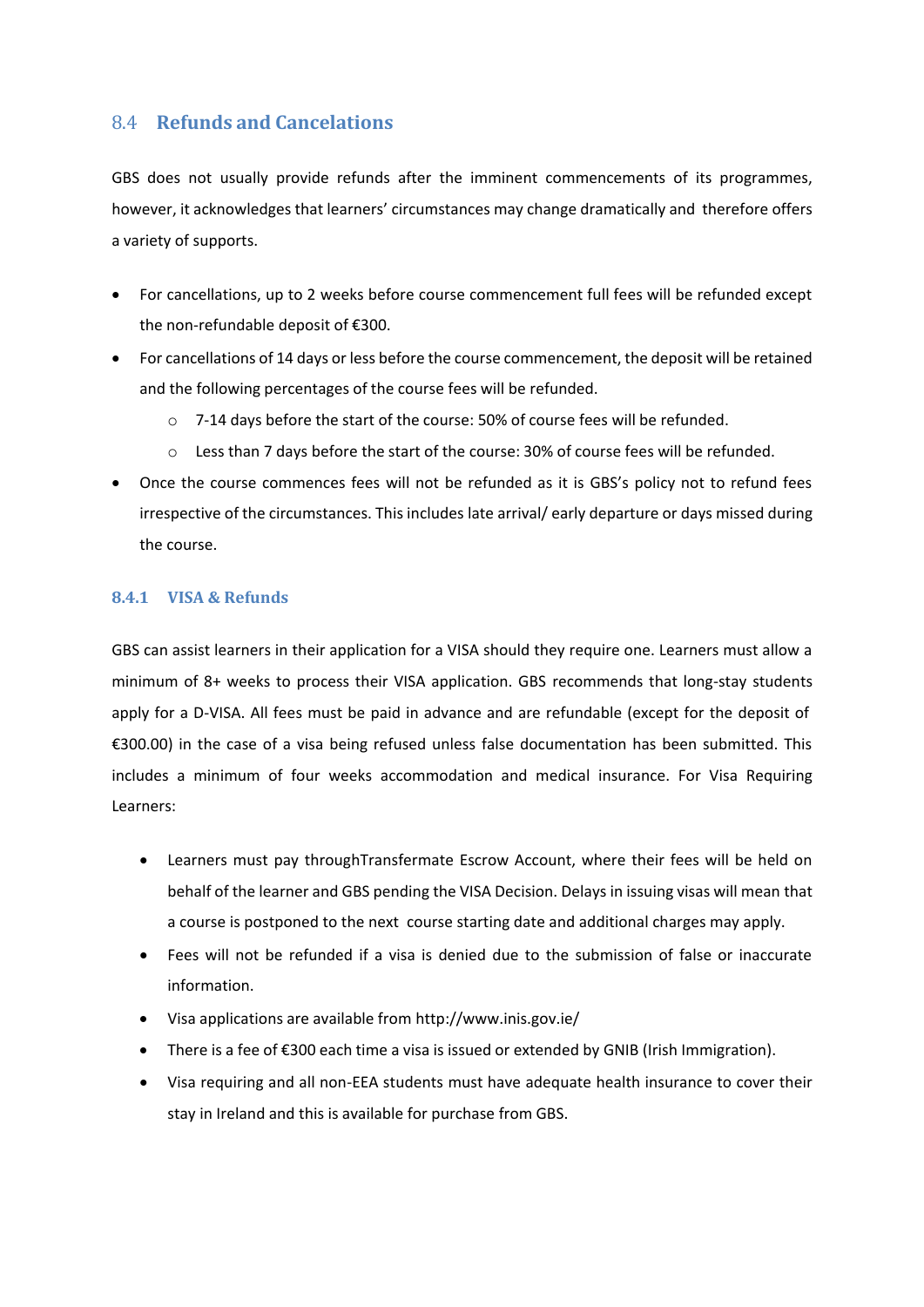## 8.4 Refunds and Cancelations

GBS does not usually provide refunds after the imminent commencements of its programmes, however, it acknowledges that learners' circumstances may change dramatically and therefore offers a variety of supports.

- For cancellations, up to 2 weeks before course commencement full fees will be refunded except the non-refundable deposit of €300.
- For cancellations of 14 days or less before the course commencement, the deposit will be retained and the following percentages of the course fees will be refunded.
  - 7-14 days before the start of the course: 50% of course fees will be refunded.
  - Less than 7 days before the start of the course: 30% of course fees will be refunded.
- Once the course commences fees will not be refunded as it is GBS's policy not to refund fees irrespective of the circumstances. This includes late arrival/ early departure or days missed during the course.

### 8.4.1 VISA & Refunds

GBS can assist learners in their application for a VISA should they require one. Learners must allow a minimum of 8+ weeks to process their VISA application. GBS recommends that long-stay students apply for a D-VISA. All fees must be paid in advance and are refundable (except for the deposit of €300.00) in the case of a visa being refused unless false documentation has been submitted. This includes a minimum of four weeks accommodation and medical insurance. For Visa Requiring Learners:

- Learners must pay throughTransfermate Escrow Account, where their fees will be held on behalf of the learner and GBS pending the VISA Decision. Delays in issuing visas will mean that a course is postponed to the next course starting date and additional charges may apply.
- Fees will not be refunded if a visa is denied due to the submission of false or inaccurate information.
- Visa applications are available from http://www.inis.gov.ie/
- There is a fee of €300 each time a visa is issued or extended by GNIB (Irish Immigration).
- Visa requiring and all non-EEA students must have adequate health insurance to cover their stay in Ireland and this is available for purchase from GBS.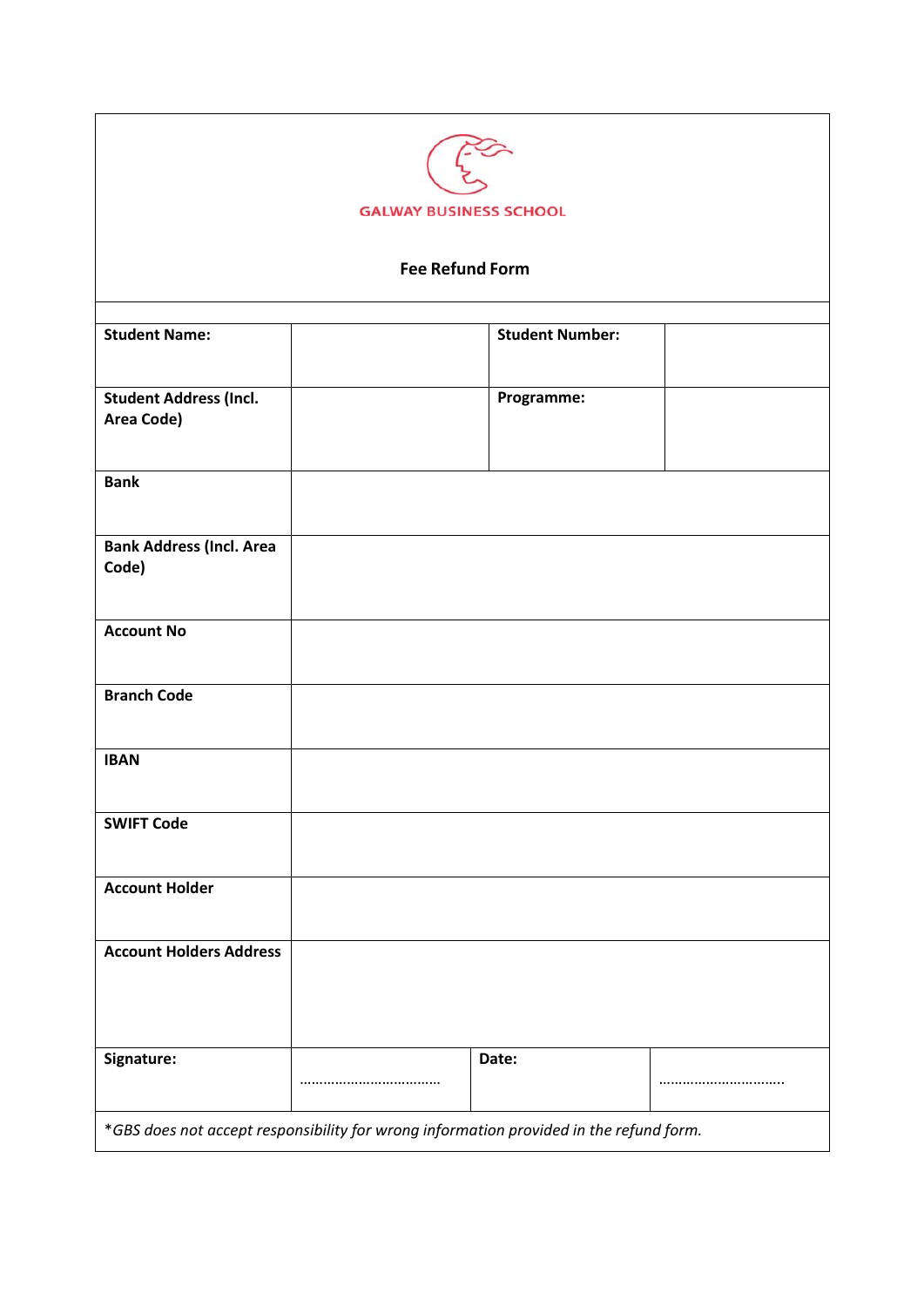GALWAY BUSINESS SCHOOL

**Fee Refund Form**

| | | | |
|---|---|---|---|
| **Student Name:** | | **Student Number:** | |
| **Student Address (Incl. Area Code)** | | **Programme:** | |
| **Bank** | | | |
| **Bank Address (Incl. Area Code)** | | | |
| **Account No** | | | |
| **Branch Code** | | | |
| **IBAN** | | | |
| **SWIFT Code** | | | |
| **Account Holder** | | | |
| **Account Holders Address** | | | |
| **Signature:** | ……………………………… | **Date:** | ………………………….. |

**GBS does not accept responsibility for wrong information provided in the refund form.*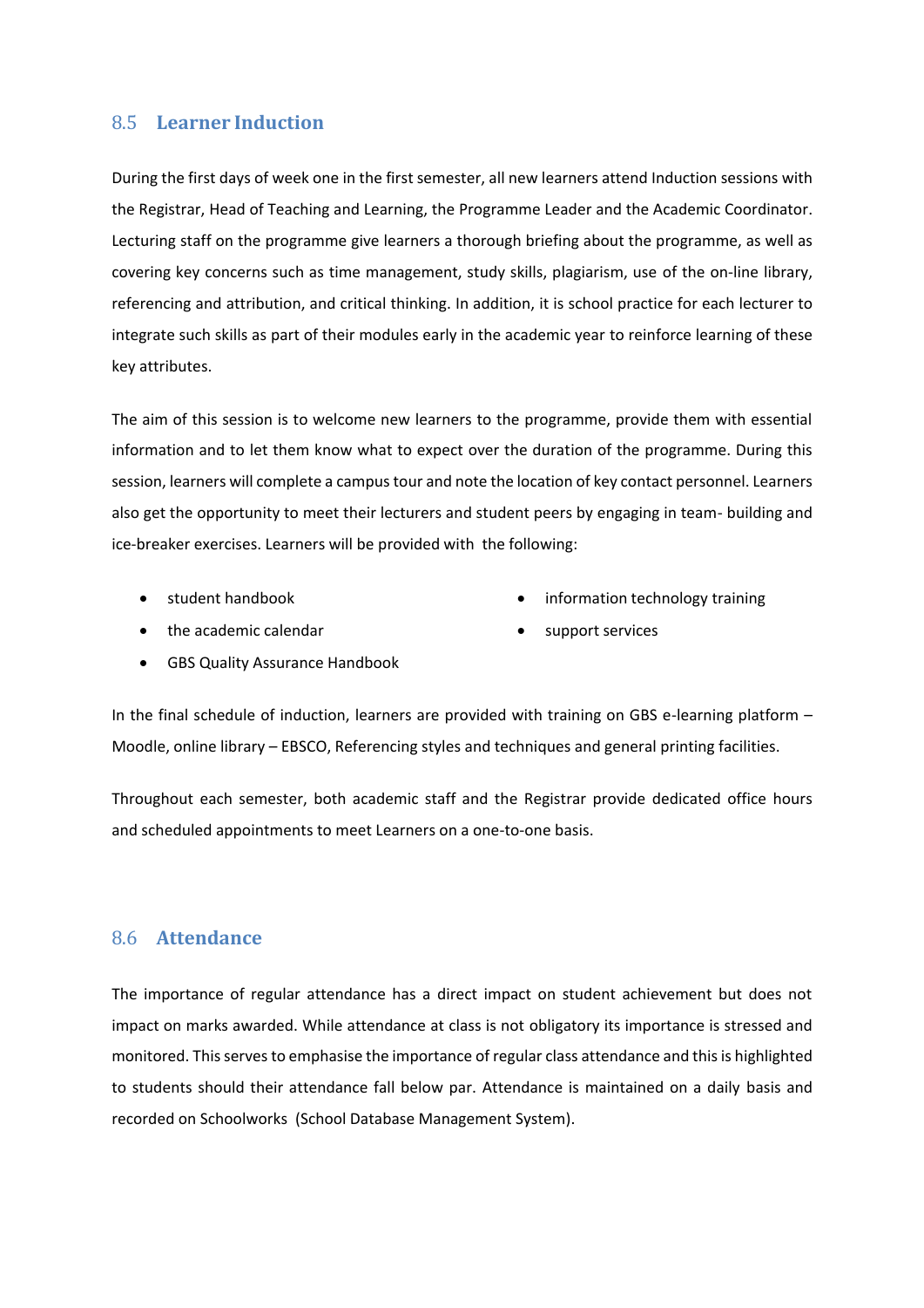## 8.5 Learner Induction

During the first days of week one in the first semester, all new learners attend Induction sessions with the Registrar, Head of Teaching and Learning, the Programme Leader and the Academic Coordinator. Lecturing staff on the programme give learners a thorough briefing about the programme, as well as covering key concerns such as time management, study skills, plagiarism, use of the on-line library, referencing and attribution, and critical thinking. In addition, it is school practice for each lecturer to integrate such skills as part of their modules early in the academic year to reinforce learning of these key attributes.

The aim of this session is to welcome new learners to the programme, provide them with essential information and to let them know what to expect over the duration of the programme. During this session, learners will complete a campus tour and note the location of key contact personnel. Learners also get the opportunity to meet their lecturers and student peers by engaging in team- building and ice-breaker exercises. Learners will be provided with the following:

- student handbook
- the academic calendar
- GBS Quality Assurance Handbook
- information technology training
- support services

In the final schedule of induction, learners are provided with training on GBS e-learning platform – Moodle, online library – EBSCO, Referencing styles and techniques and general printing facilities.

Throughout each semester, both academic staff and the Registrar provide dedicated office hours and scheduled appointments to meet Learners on a one-to-one basis.

## 8.6 Attendance

The importance of regular attendance has a direct impact on student achievement but does not impact on marks awarded. While attendance at class is not obligatory its importance is stressed and monitored. This serves to emphasise the importance of regular class attendance and this is highlighted to students should their attendance fall below par. Attendance is maintained on a daily basis and recorded on Schoolworks (School Database Management System).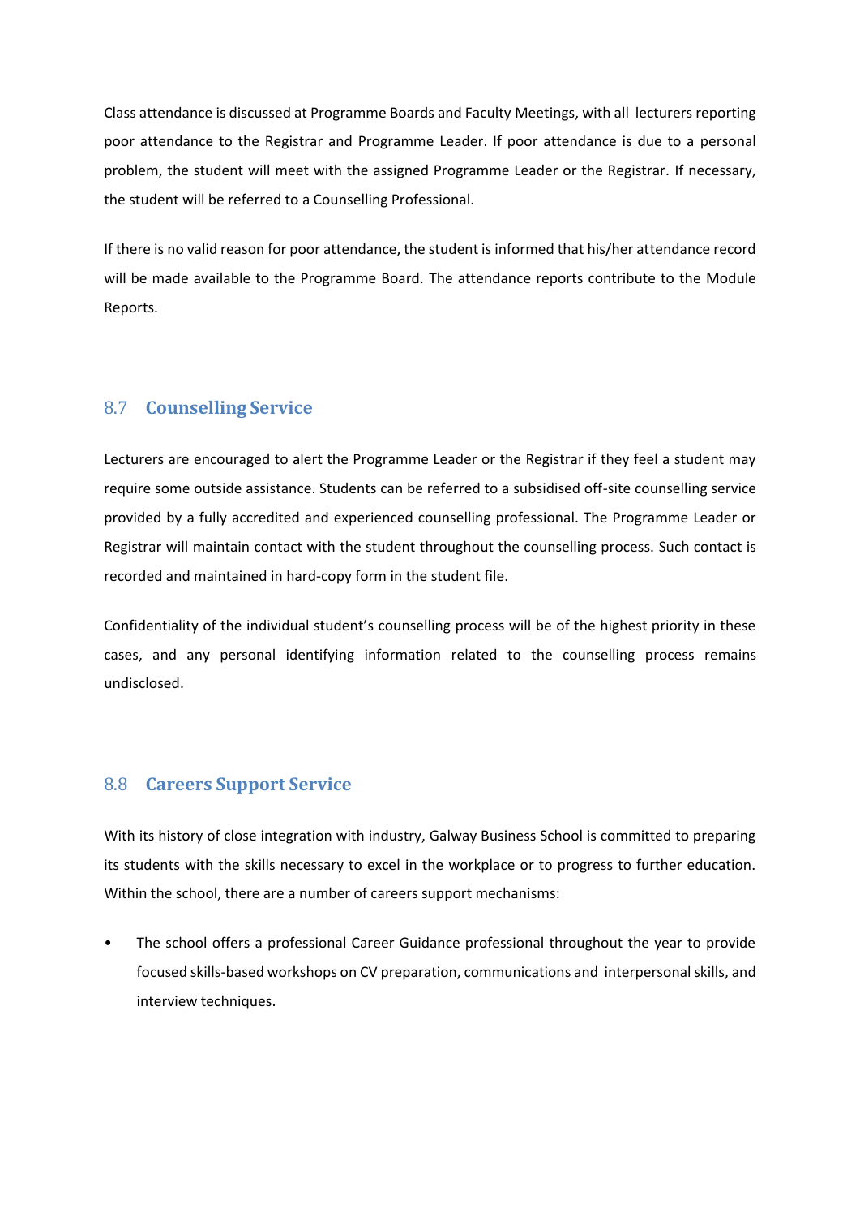Class attendance is discussed at Programme Boards and Faculty Meetings, with all lecturers reporting poor attendance to the Registrar and Programme Leader. If poor attendance is due to a personal problem, the student will meet with the assigned Programme Leader or the Registrar. If necessary, the student will be referred to a Counselling Professional.

If there is no valid reason for poor attendance, the student is informed that his/her attendance record will be made available to the Programme Board. The attendance reports contribute to the Module Reports.

## 8.7 Counselling Service

Lecturers are encouraged to alert the Programme Leader or the Registrar if they feel a student may require some outside assistance. Students can be referred to a subsidised off-site counselling service provided by a fully accredited and experienced counselling professional. The Programme Leader or Registrar will maintain contact with the student throughout the counselling process. Such contact is recorded and maintained in hard-copy form in the student file.

Confidentiality of the individual student's counselling process will be of the highest priority in these cases, and any personal identifying information related to the counselling process remains undisclosed.

## 8.8 Careers Support Service

With its history of close integration with industry, Galway Business School is committed to preparing its students with the skills necessary to excel in the workplace or to progress to further education. Within the school, there are a number of careers support mechanisms:

- The school offers a professional Career Guidance professional throughout the year to provide focused skills-based workshops on CV preparation, communications and interpersonal skills, and interview techniques.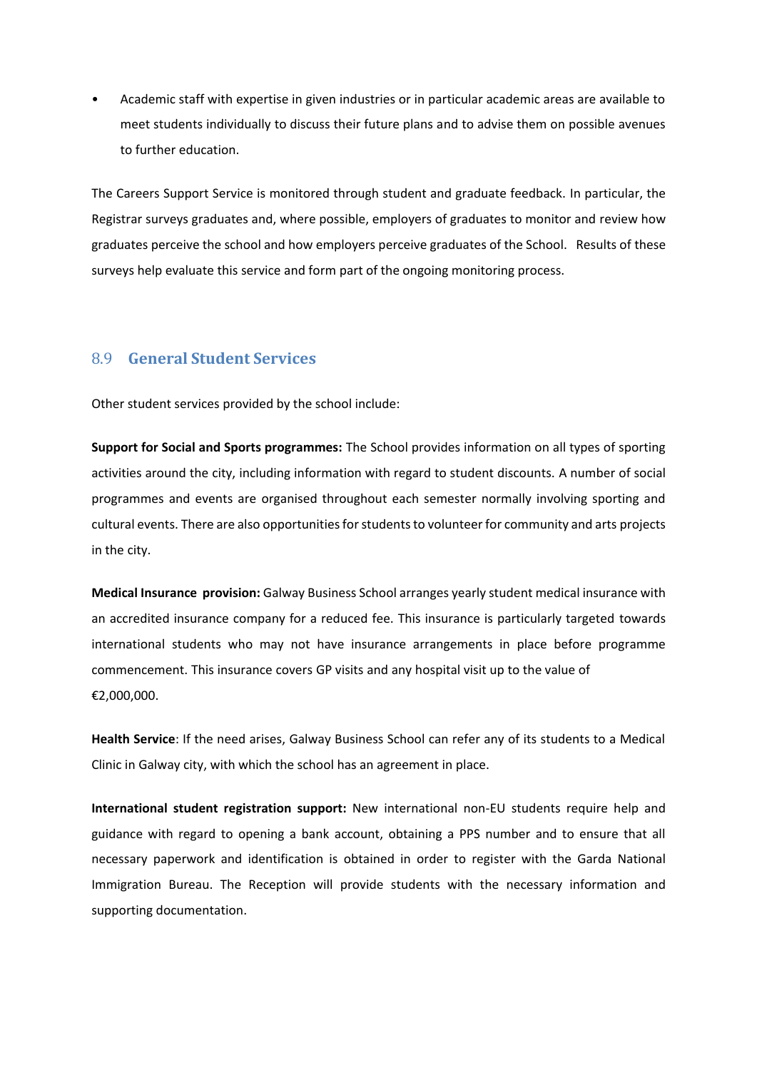- Academic staff with expertise in given industries or in particular academic areas are available to meet students individually to discuss their future plans and to advise them on possible avenues to further education.

The Careers Support Service is monitored through student and graduate feedback. In particular, the Registrar surveys graduates and, where possible, employers of graduates to monitor and review how graduates perceive the school and how employers perceive graduates of the School. Results of these surveys help evaluate this service and form part of the ongoing monitoring process.

## 8.9 General Student Services

Other student services provided by the school include:

**Support for Social and Sports programmes:** The School provides information on all types of sporting activities around the city, including information with regard to student discounts. A number of social programmes and events are organised throughout each semester normally involving sporting and cultural events. There are also opportunities for students to volunteer for community and arts projects in the city.

**Medical Insurance provision:** Galway Business School arranges yearly student medical insurance with an accredited insurance company for a reduced fee. This insurance is particularly targeted towards international students who may not have insurance arrangements in place before programme commencement. This insurance covers GP visits and any hospital visit up to the value of €2,000,000.

**Health Service**: If the need arises, Galway Business School can refer any of its students to a Medical Clinic in Galway city, with which the school has an agreement in place.

**International student registration support:** New international non-EU students require help and guidance with regard to opening a bank account, obtaining a PPS number and to ensure that all necessary paperwork and identification is obtained in order to register with the Garda National Immigration Bureau. The Reception will provide students with the necessary information and supporting documentation.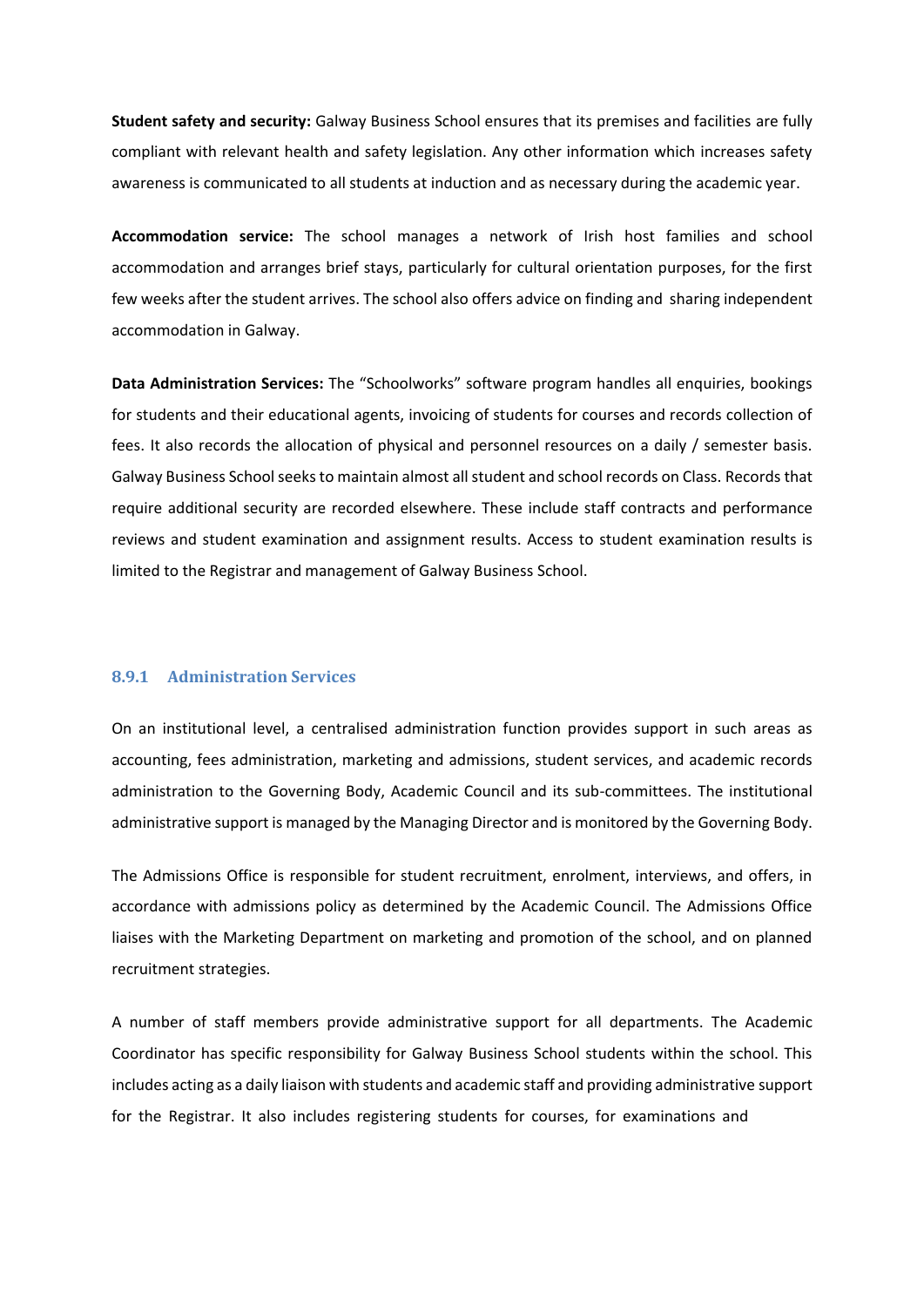**Student safety and security:** Galway Business School ensures that its premises and facilities are fully compliant with relevant health and safety legislation. Any other information which increases safety awareness is communicated to all students at induction and as necessary during the academic year.

**Accommodation service:** The school manages a network of Irish host families and school accommodation and arranges brief stays, particularly for cultural orientation purposes, for the first few weeks after the student arrives. The school also offers advice on finding and sharing independent accommodation in Galway.

**Data Administration Services:** The "Schoolworks" software program handles all enquiries, bookings for students and their educational agents, invoicing of students for courses and records collection of fees. It also records the allocation of physical and personnel resources on a daily / semester basis. Galway Business School seeks to maintain almost all student and school records on Class. Records that require additional security are recorded elsewhere. These include staff contracts and performance reviews and student examination and assignment results. Access to student examination results is limited to the Registrar and management of Galway Business School.

### 8.9.1 Administration Services

On an institutional level, a centralised administration function provides support in such areas as accounting, fees administration, marketing and admissions, student services, and academic records administration to the Governing Body, Academic Council and its sub-committees. The institutional administrative support is managed by the Managing Director and is monitored by the Governing Body.

The Admissions Office is responsible for student recruitment, enrolment, interviews, and offers, in accordance with admissions policy as determined by the Academic Council. The Admissions Office liaises with the Marketing Department on marketing and promotion of the school, and on planned recruitment strategies.

A number of staff members provide administrative support for all departments. The Academic Coordinator has specific responsibility for Galway Business School students within the school. This includes acting as a daily liaison with students and academic staff and providing administrative support for the Registrar. It also includes registering students for courses, for examinations and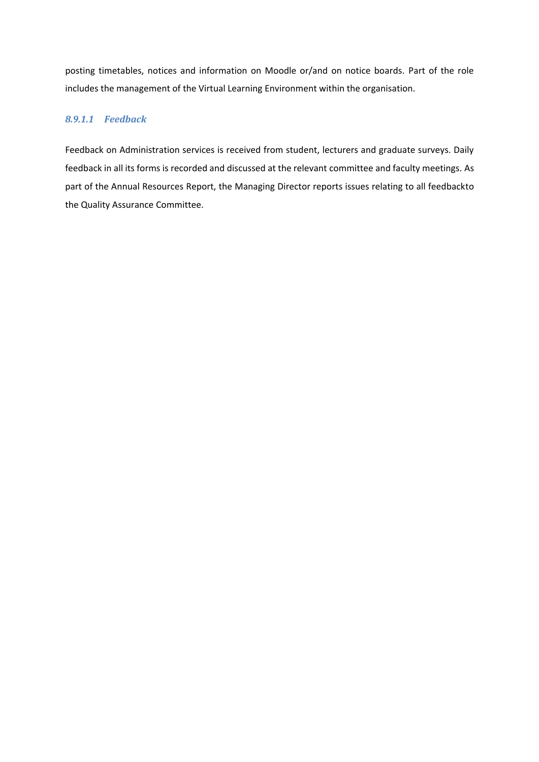posting timetables, notices and information on Moodle or/and on notice boards. Part of the role includes the management of the Virtual Learning Environment within the organisation.

#### *8.9.1.1 Feedback*

Feedback on Administration services is received from student, lecturers and graduate surveys. Daily feedback in all its forms is recorded and discussed at the relevant committee and faculty meetings. As part of the Annual Resources Report, the Managing Director reports issues relating to all feedbackto the Quality Assurance Committee.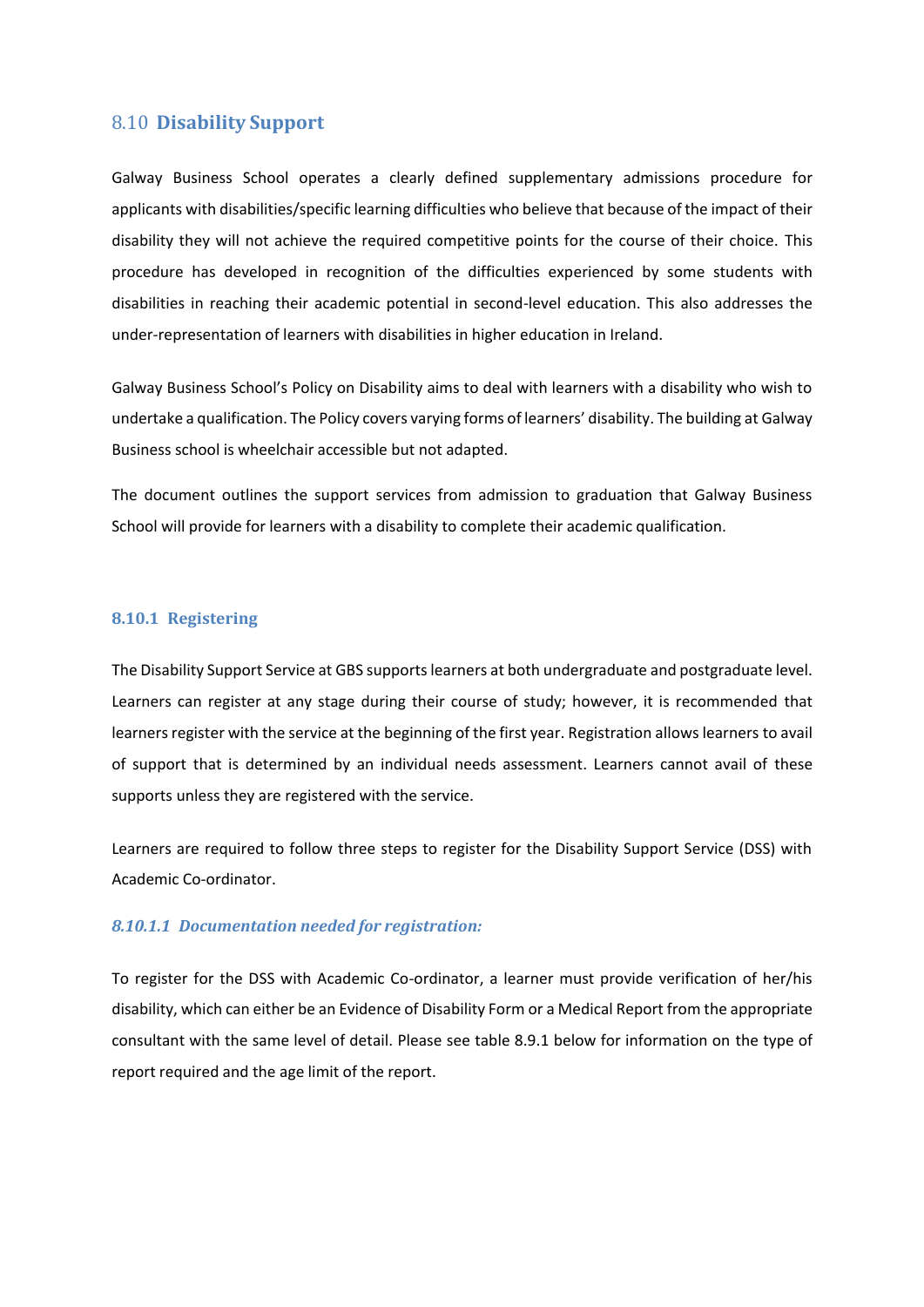## 8.10 **Disability Support**

Galway Business School operates a clearly defined supplementary admissions procedure for applicants with disabilities/specific learning difficulties who believe that because of the impact of their disability they will not achieve the required competitive points for the course of their choice. This procedure has developed in recognition of the difficulties experienced by some students with disabilities in reaching their academic potential in second-level education. This also addresses the under-representation of learners with disabilities in higher education in Ireland.

Galway Business School's Policy on Disability aims to deal with learners with a disability who wish to undertake a qualification. The Policy covers varying forms of learners' disability. The building at Galway Business school is wheelchair accessible but not adapted.

The document outlines the support services from admission to graduation that Galway Business School will provide for learners with a disability to complete their academic qualification.

### 8.10.1 Registering

The Disability Support Service at GBS supports learners at both undergraduate and postgraduate level. Learners can register at any stage during their course of study; however, it is recommended that learners register with the service at the beginning of the first year. Registration allows learners to avail of support that is determined by an individual needs assessment. Learners cannot avail of these supports unless they are registered with the service.

Learners are required to follow three steps to register for the Disability Support Service (DSS) with Academic Co-ordinator.

#### *8.10.1.1 Documentation needed for registration:*

To register for the DSS with Academic Co-ordinator, a learner must provide verification of her/his disability, which can either be an Evidence of Disability Form or a Medical Report from the appropriate consultant with the same level of detail. Please see table 8.9.1 below for information on the type of report required and the age limit of the report.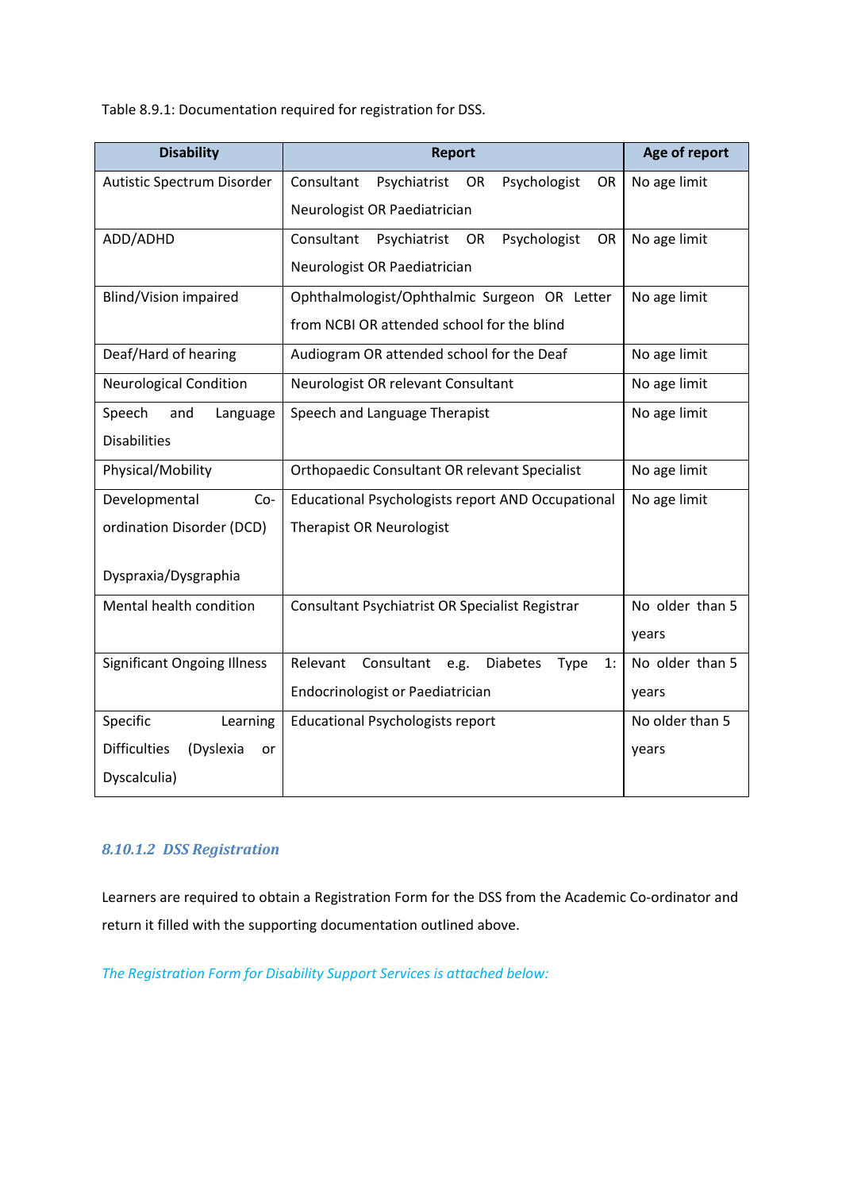Table 8.9.1: Documentation required for registration for DSS.

| Disability | Report | Age of report |
|---|---|---|
| Autistic Spectrum Disorder | Consultant Psychiatrist OR Psychologist OR Neurologist OR Paediatrician | No age limit |
| ADD/ADHD | Consultant Psychiatrist OR Psychologist OR Neurologist OR Paediatrician | No age limit |
| Blind/Vision impaired | Ophthalmologist/Ophthalmic Surgeon OR Letter from NCBI OR attended school for the blind | No age limit |
| Deaf/Hard of hearing | Audiogram OR attended school for the Deaf | No age limit |
| Neurological Condition | Neurologist OR relevant Consultant | No age limit |
| Speech and Language Disabilities | Speech and Language Therapist | No age limit |
| Physical/Mobility | Orthopaedic Consultant OR relevant Specialist | No age limit |
| Developmental Co-ordination Disorder (DCD)<br><br>Dyspraxia/Dysgraphia | Educational Psychologists report AND Occupational Therapist OR Neurologist | No age limit |
| Mental health condition | Consultant Psychiatrist OR Specialist Registrar | No older than 5 years |
| Significant Ongoing Illness | Relevant Consultant e.g. Diabetes Type 1: Endocrinologist or Paediatrician | No older than 5 years |
| Specific Learning Difficulties (Dyslexia or Dyscalculia) | Educational Psychologists report | No older than 5 years |

### *8.10.1.2 DSS Registration*

Learners are required to obtain a Registration Form for the DSS from the Academic Co-ordinator and return it filled with the supporting documentation outlined above.

*The Registration Form for Disability Support Services is attached below:*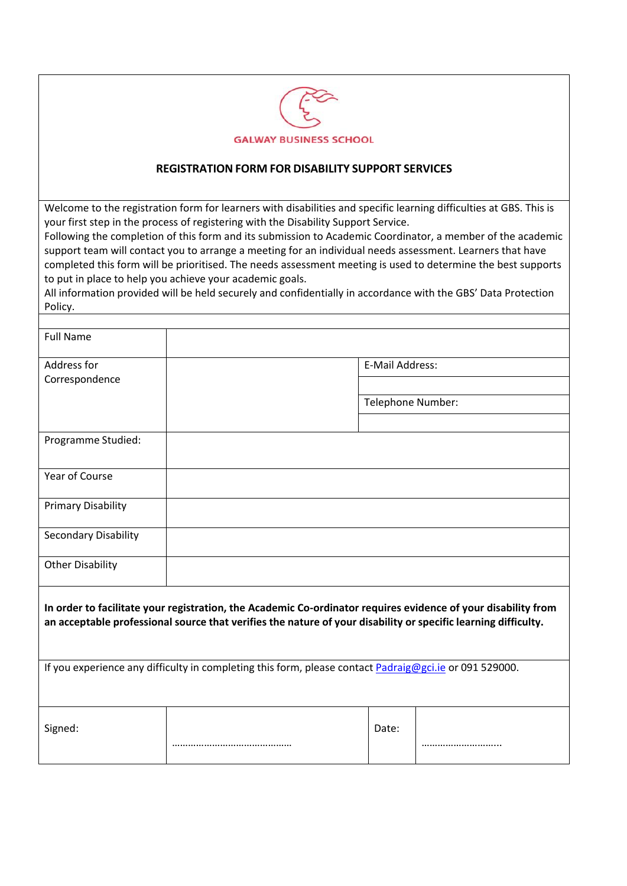GALWAY BUSINESS SCHOOL

## REGISTRATION FORM FOR DISABILITY SUPPORT SERVICES

Welcome to the registration form for learners with disabilities and specific learning difficulties at GBS. This is your first step in the process of registering with the Disability Support Service.
Following the completion of this form and its submission to Academic Coordinator, a member of the academic support team will contact you to arrange a meeting for an individual needs assessment. Learners that have completed this form will be prioritised. The needs assessment meeting is used to determine the best supports to put in place to help you achieve your academic goals.
All information provided will be held securely and confidentially in accordance with the GBS' Data Protection Policy.

| Field | | | |
|---|---|---|---|
| Full Name | | | |
| Address for Correspondence | | E-Mail Address: | |
| | | Telephone Number: | |
| Programme Studied: | | | |
| Year of Course | | | |
| Primary Disability | | | |
| Secondary Disability | | | |
| Other Disability | | | |

**In order to facilitate your registration, the Academic Co-ordinator requires evidence of your disability from an acceptable professional source that verifies the nature of your disability or specific learning difficulty.**

If you experience any difficulty in completing this form, please contact Padraig@gci.ie or 091 529000.

| Signed: | ……………………………………… | Date: | ……………………….. |
|---|---|---|---|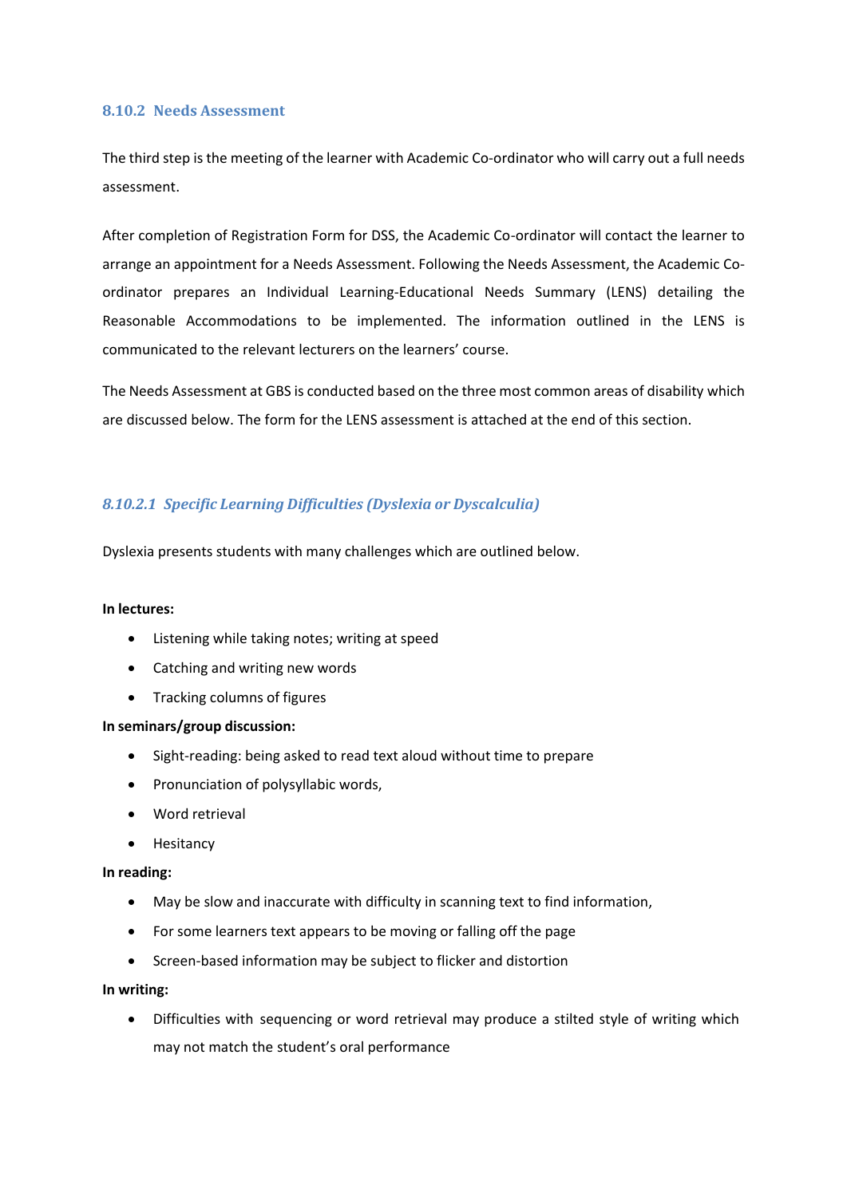### 8.10.2 Needs Assessment

The third step is the meeting of the learner with Academic Co-ordinator who will carry out a full needs assessment.

After completion of Registration Form for DSS, the Academic Co-ordinator will contact the learner to arrange an appointment for a Needs Assessment. Following the Needs Assessment, the Academic Co-ordinator prepares an Individual Learning-Educational Needs Summary (LENS) detailing the Reasonable Accommodations to be implemented. The information outlined in the LENS is communicated to the relevant lecturers on the learners' course.

The Needs Assessment at GBS is conducted based on the three most common areas of disability which are discussed below. The form for the LENS assessment is attached at the end of this section.

#### *8.10.2.1 Specific Learning Difficulties (Dyslexia or Dyscalculia)*

Dyslexia presents students with many challenges which are outlined below.

**In lectures:**

- Listening while taking notes; writing at speed
- Catching and writing new words
- Tracking columns of figures

**In seminars/group discussion:**

- Sight-reading: being asked to read text aloud without time to prepare
- Pronunciation of polysyllabic words,
- Word retrieval
- Hesitancy

**In reading:**

- May be slow and inaccurate with difficulty in scanning text to find information,
- For some learners text appears to be moving or falling off the page
- Screen-based information may be subject to flicker and distortion

**In writing:**

- Difficulties with sequencing or word retrieval may produce a stilted style of writing which may not match the student's oral performance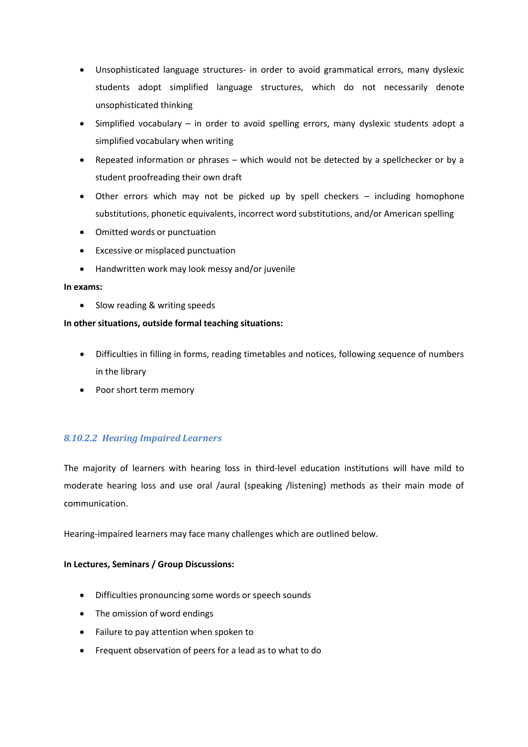- Unsophisticated language structures- in order to avoid grammatical errors, many dyslexic students adopt simplified language structures, which do not necessarily denote unsophisticated thinking
- Simplified vocabulary – in order to avoid spelling errors, many dyslexic students adopt a simplified vocabulary when writing
- Repeated information or phrases – which would not be detected by a spellchecker or by a student proofreading their own draft
- Other errors which may not be picked up by spell checkers – including homophone substitutions, phonetic equivalents, incorrect word substitutions, and/or American spelling
- Omitted words or punctuation
- Excessive or misplaced punctuation
- Handwritten work may look messy and/or juvenile

**In exams:**

- Slow reading & writing speeds

**In other situations, outside formal teaching situations:**

- Difficulties in filling in forms, reading timetables and notices, following sequence of numbers in the library
- Poor short term memory

#### *8.10.2.2 Hearing Impaired Learners*

The majority of learners with hearing loss in third-level education institutions will have mild to moderate hearing loss and use oral /aural (speaking /listening) methods as their main mode of communication.

Hearing-impaired learners may face many challenges which are outlined below.

**In Lectures, Seminars / Group Discussions:**

- Difficulties pronouncing some words or speech sounds
- The omission of word endings
- Failure to pay attention when spoken to
- Frequent observation of peers for a lead as to what to do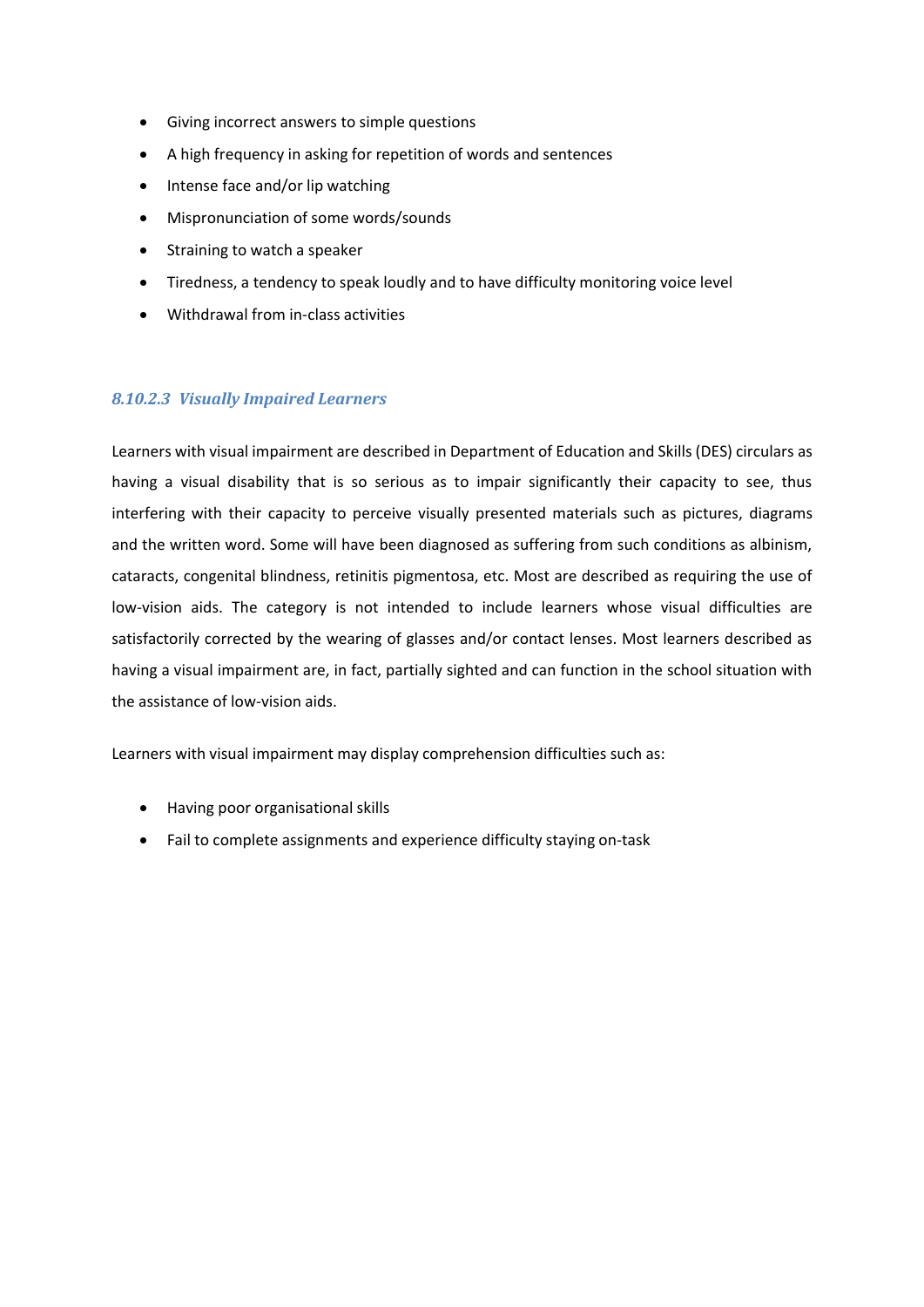- Giving incorrect answers to simple questions
- A high frequency in asking for repetition of words and sentences
- Intense face and/or lip watching
- Mispronunciation of some words/sounds
- Straining to watch a speaker
- Tiredness, a tendency to speak loudly and to have difficulty monitoring voice level
- Withdrawal from in-class activities

#### *8.10.2.3 Visually Impaired Learners*

Learners with visual impairment are described in Department of Education and Skills (DES) circulars as having a visual disability that is so serious as to impair significantly their capacity to see, thus interfering with their capacity to perceive visually presented materials such as pictures, diagrams and the written word. Some will have been diagnosed as suffering from such conditions as albinism, cataracts, congenital blindness, retinitis pigmentosa, etc. Most are described as requiring the use of low-vision aids. The category is not intended to include learners whose visual difficulties are satisfactorily corrected by the wearing of glasses and/or contact lenses. Most learners described as having a visual impairment are, in fact, partially sighted and can function in the school situation with the assistance of low-vision aids.

Learners with visual impairment may display comprehension difficulties such as:

- Having poor organisational skills
- Fail to complete assignments and experience difficulty staying on-task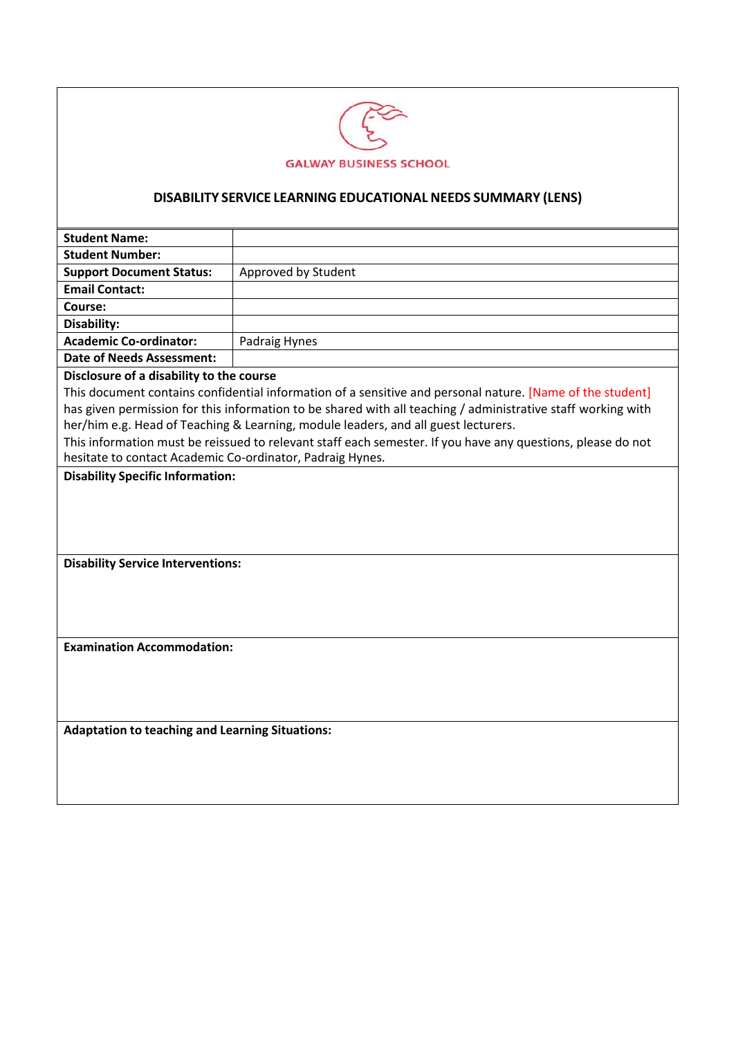GALWAY BUSINESS SCHOOL

## DISABILITY SERVICE LEARNING EDUCATIONAL NEEDS SUMMARY (LENS)

| **Student Name:** | |
|---|---|
| **Student Number:** | |
| **Support Document Status:** | Approved by Student |
| **Email Contact:** | |
| **Course:** | |
| **Disability:** | |
| **Academic Co-ordinator:** | Padraig Hynes |
| **Date of Needs Assessment:** | |

**Disclosure of a disability to the course**

This document contains confidential information of a sensitive and personal nature. [Name of the student] has given permission for this information to be shared with all teaching / administrative staff working with her/him e.g. Head of Teaching & Learning, module leaders, and all guest lecturers.

This information must be reissued to relevant staff each semester. If you have any questions, please do not hesitate to contact Academic Co-ordinator, Padraig Hynes.

**Disability Specific Information:**

**Disability Service Interventions:**

**Examination Accommodation:**

**Adaptation to teaching and Learning Situations:**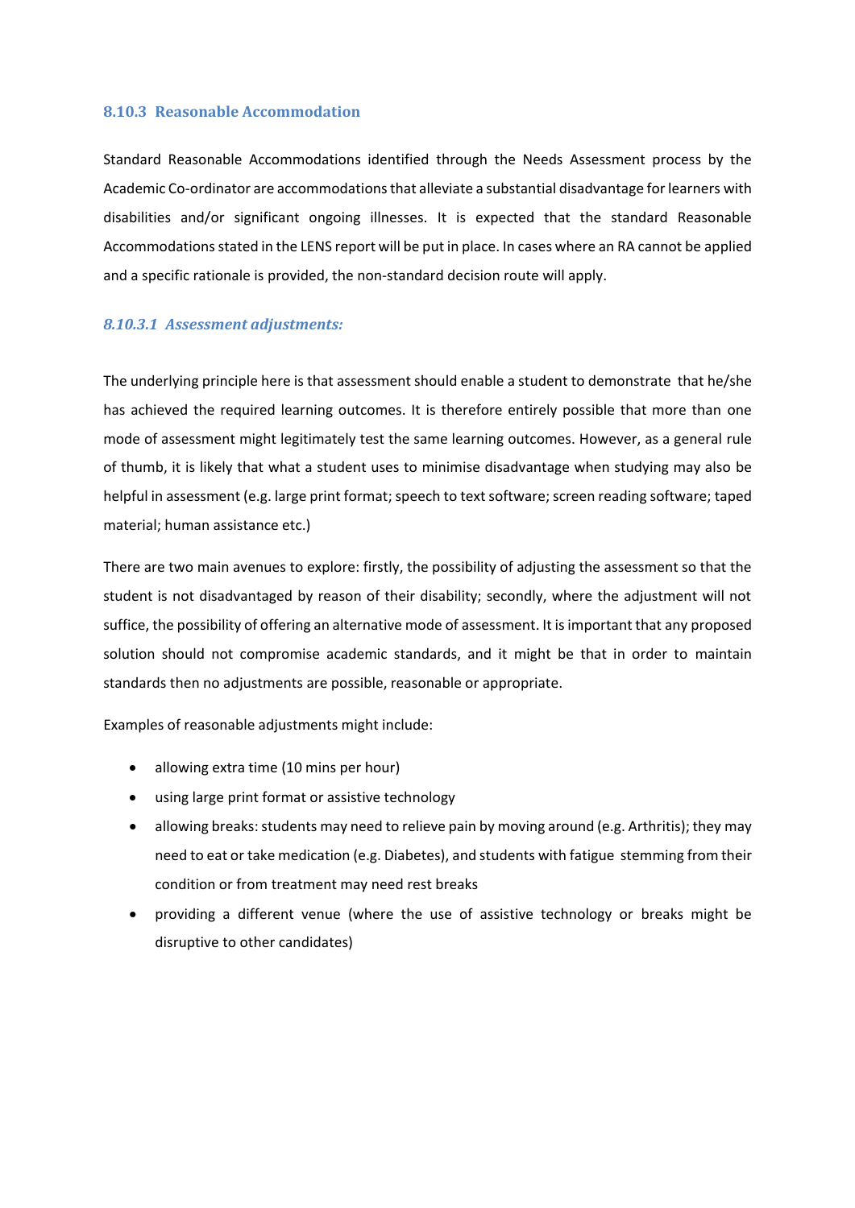### 8.10.3 Reasonable Accommodation

Standard Reasonable Accommodations identified through the Needs Assessment process by the Academic Co-ordinator are accommodations that alleviate a substantial disadvantage for learners with disabilities and/or significant ongoing illnesses. It is expected that the standard Reasonable Accommodations stated in the LENS report will be put in place. In cases where an RA cannot be applied and a specific rationale is provided, the non-standard decision route will apply.

#### *8.10.3.1 Assessment adjustments:*

The underlying principle here is that assessment should enable a student to demonstrate that he/she has achieved the required learning outcomes. It is therefore entirely possible that more than one mode of assessment might legitimately test the same learning outcomes. However, as a general rule of thumb, it is likely that what a student uses to minimise disadvantage when studying may also be helpful in assessment (e.g. large print format; speech to text software; screen reading software; taped material; human assistance etc.)

There are two main avenues to explore: firstly, the possibility of adjusting the assessment so that the student is not disadvantaged by reason of their disability; secondly, where the adjustment will not suffice, the possibility of offering an alternative mode of assessment. It is important that any proposed solution should not compromise academic standards, and it might be that in order to maintain standards then no adjustments are possible, reasonable or appropriate.

Examples of reasonable adjustments might include:

- allowing extra time (10 mins per hour)
- using large print format or assistive technology
- allowing breaks: students may need to relieve pain by moving around (e.g. Arthritis); they may need to eat or take medication (e.g. Diabetes), and students with fatigue stemming from their condition or from treatment may need rest breaks
- providing a different venue (where the use of assistive technology or breaks might be disruptive to other candidates)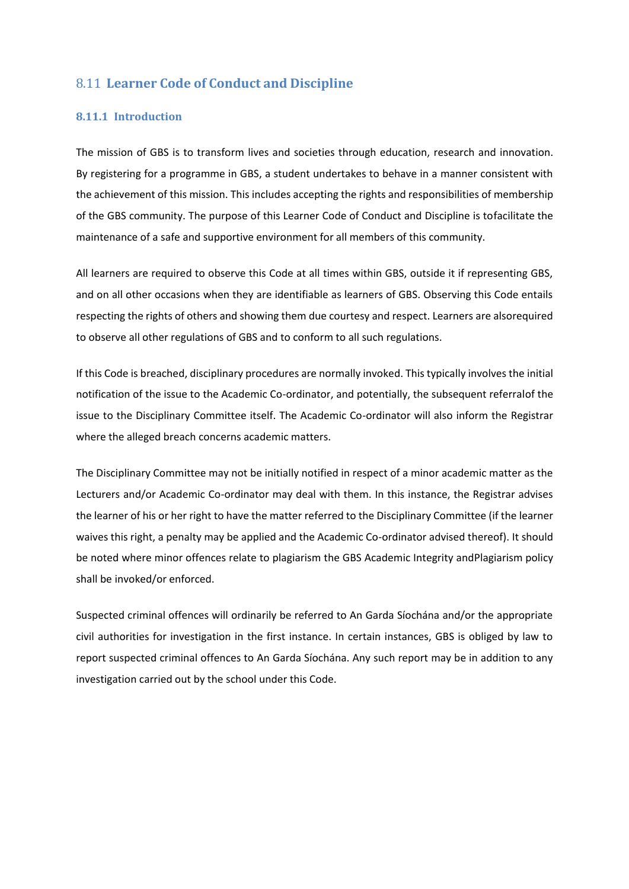## 8.11 **Learner Code of Conduct and Discipline**

### 8.11.1 Introduction

The mission of GBS is to transform lives and societies through education, research and innovation. By registering for a programme in GBS, a student undertakes to behave in a manner consistent with the achievement of this mission. This includes accepting the rights and responsibilities of membership of the GBS community. The purpose of this Learner Code of Conduct and Discipline is tofacilitate the maintenance of a safe and supportive environment for all members of this community.

All learners are required to observe this Code at all times within GBS, outside it if representing GBS, and on all other occasions when they are identifiable as learners of GBS. Observing this Code entails respecting the rights of others and showing them due courtesy and respect. Learners are alsorequired to observe all other regulations of GBS and to conform to all such regulations.

If this Code is breached, disciplinary procedures are normally invoked. This typically involves the initial notification of the issue to the Academic Co-ordinator, and potentially, the subsequent referralof the issue to the Disciplinary Committee itself. The Academic Co-ordinator will also inform the Registrar where the alleged breach concerns academic matters.

The Disciplinary Committee may not be initially notified in respect of a minor academic matter as the Lecturers and/or Academic Co-ordinator may deal with them. In this instance, the Registrar advises the learner of his or her right to have the matter referred to the Disciplinary Committee (if the learner waives this right, a penalty may be applied and the Academic Co-ordinator advised thereof). It should be noted where minor offences relate to plagiarism the GBS Academic Integrity andPlagiarism policy shall be invoked/or enforced.

Suspected criminal offences will ordinarily be referred to An Garda Síochána and/or the appropriate civil authorities for investigation in the first instance. In certain instances, GBS is obliged by law to report suspected criminal offences to An Garda Síochána. Any such report may be in addition to any investigation carried out by the school under this Code.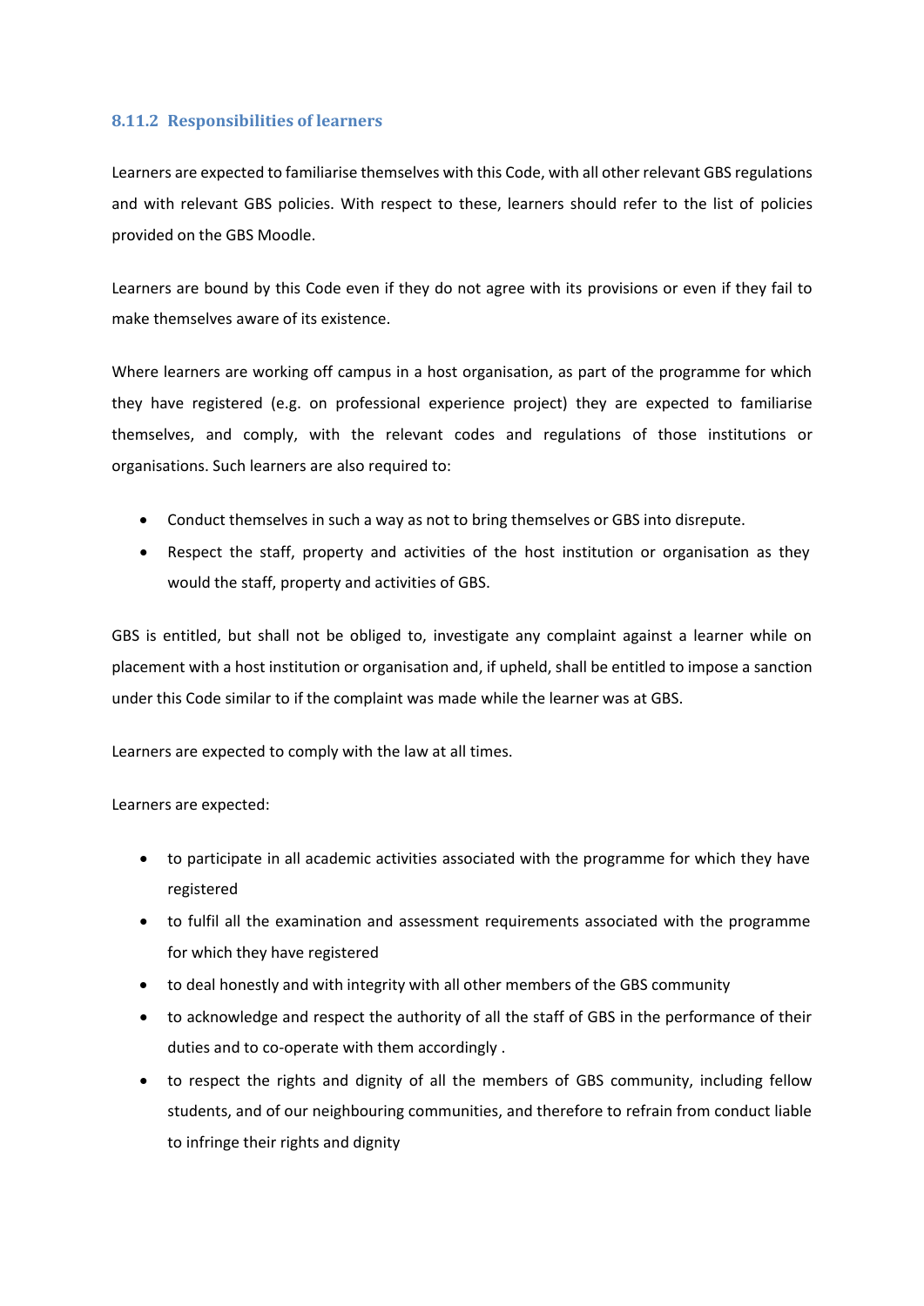### 8.11.2 Responsibilities of learners

Learners are expected to familiarise themselves with this Code, with all other relevant GBS regulations and with relevant GBS policies. With respect to these, learners should refer to the list of policies provided on the GBS Moodle.

Learners are bound by this Code even if they do not agree with its provisions or even if they fail to make themselves aware of its existence.

Where learners are working off campus in a host organisation, as part of the programme for which they have registered (e.g. on professional experience project) they are expected to familiarise themselves, and comply, with the relevant codes and regulations of those institutions or organisations. Such learners are also required to:

- Conduct themselves in such a way as not to bring themselves or GBS into disrepute.
- Respect the staff, property and activities of the host institution or organisation as they would the staff, property and activities of GBS.

GBS is entitled, but shall not be obliged to, investigate any complaint against a learner while on placement with a host institution or organisation and, if upheld, shall be entitled to impose a sanction under this Code similar to if the complaint was made while the learner was at GBS.

Learners are expected to comply with the law at all times.

Learners are expected:

- to participate in all academic activities associated with the programme for which they have registered
- to fulfil all the examination and assessment requirements associated with the programme for which they have registered
- to deal honestly and with integrity with all other members of the GBS community
- to acknowledge and respect the authority of all the staff of GBS in the performance of their duties and to co-operate with them accordingly .
- to respect the rights and dignity of all the members of GBS community, including fellow students, and of our neighbouring communities, and therefore to refrain from conduct liable to infringe their rights and dignity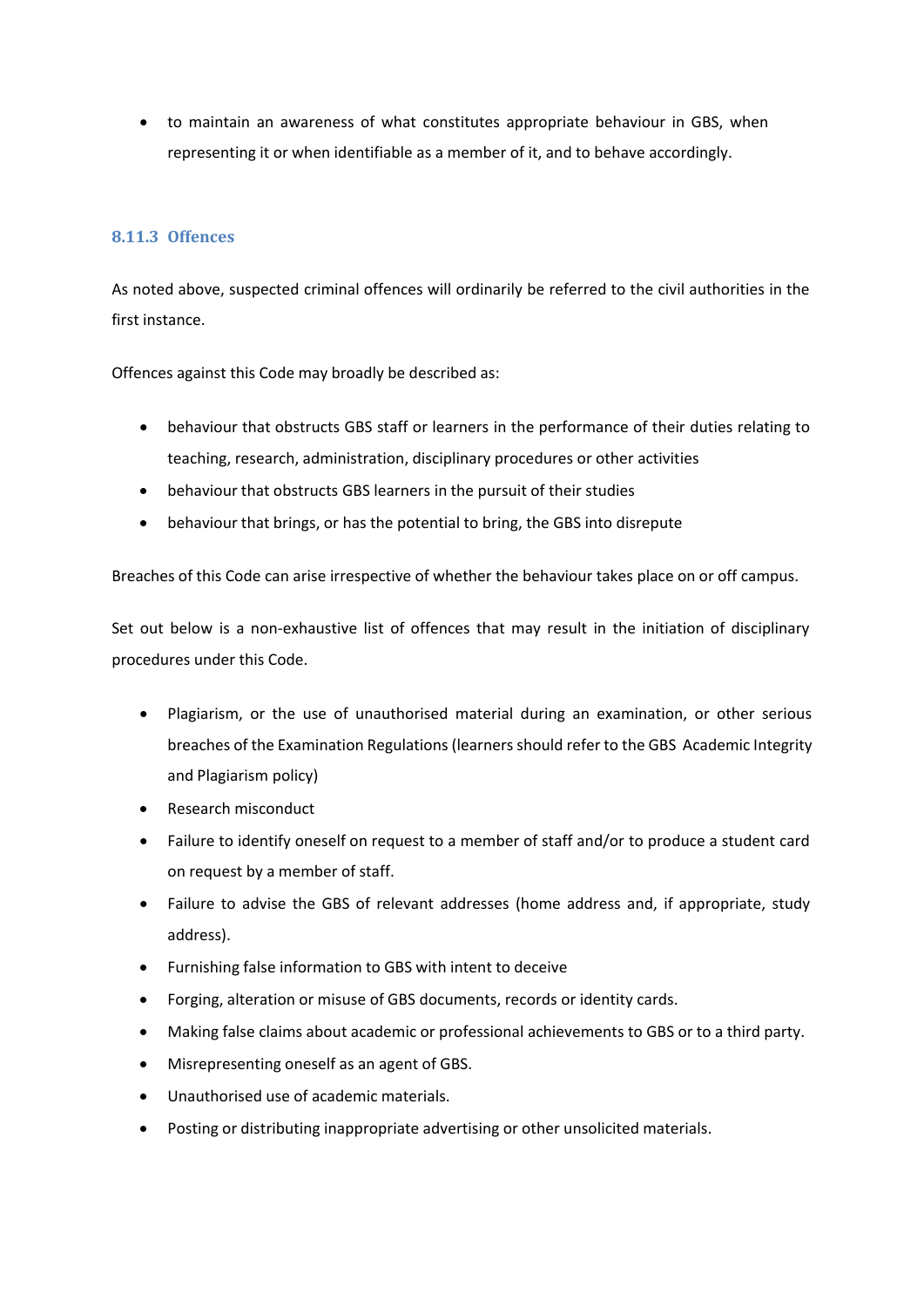- to maintain an awareness of what constitutes appropriate behaviour in GBS, when representing it or when identifiable as a member of it, and to behave accordingly.

### 8.11.3 Offences

As noted above, suspected criminal offences will ordinarily be referred to the civil authorities in the first instance.

Offences against this Code may broadly be described as:

- behaviour that obstructs GBS staff or learners in the performance of their duties relating to teaching, research, administration, disciplinary procedures or other activities
- behaviour that obstructs GBS learners in the pursuit of their studies
- behaviour that brings, or has the potential to bring, the GBS into disrepute

Breaches of this Code can arise irrespective of whether the behaviour takes place on or off campus.

Set out below is a non-exhaustive list of offences that may result in the initiation of disciplinary procedures under this Code.

- Plagiarism, or the use of unauthorised material during an examination, or other serious breaches of the Examination Regulations (learners should refer to the GBS Academic Integrity and Plagiarism policy)
- Research misconduct
- Failure to identify oneself on request to a member of staff and/or to produce a student card on request by a member of staff.
- Failure to advise the GBS of relevant addresses (home address and, if appropriate, study address).
- Furnishing false information to GBS with intent to deceive
- Forging, alteration or misuse of GBS documents, records or identity cards.
- Making false claims about academic or professional achievements to GBS or to a third party.
- Misrepresenting oneself as an agent of GBS.
- Unauthorised use of academic materials.
- Posting or distributing inappropriate advertising or other unsolicited materials.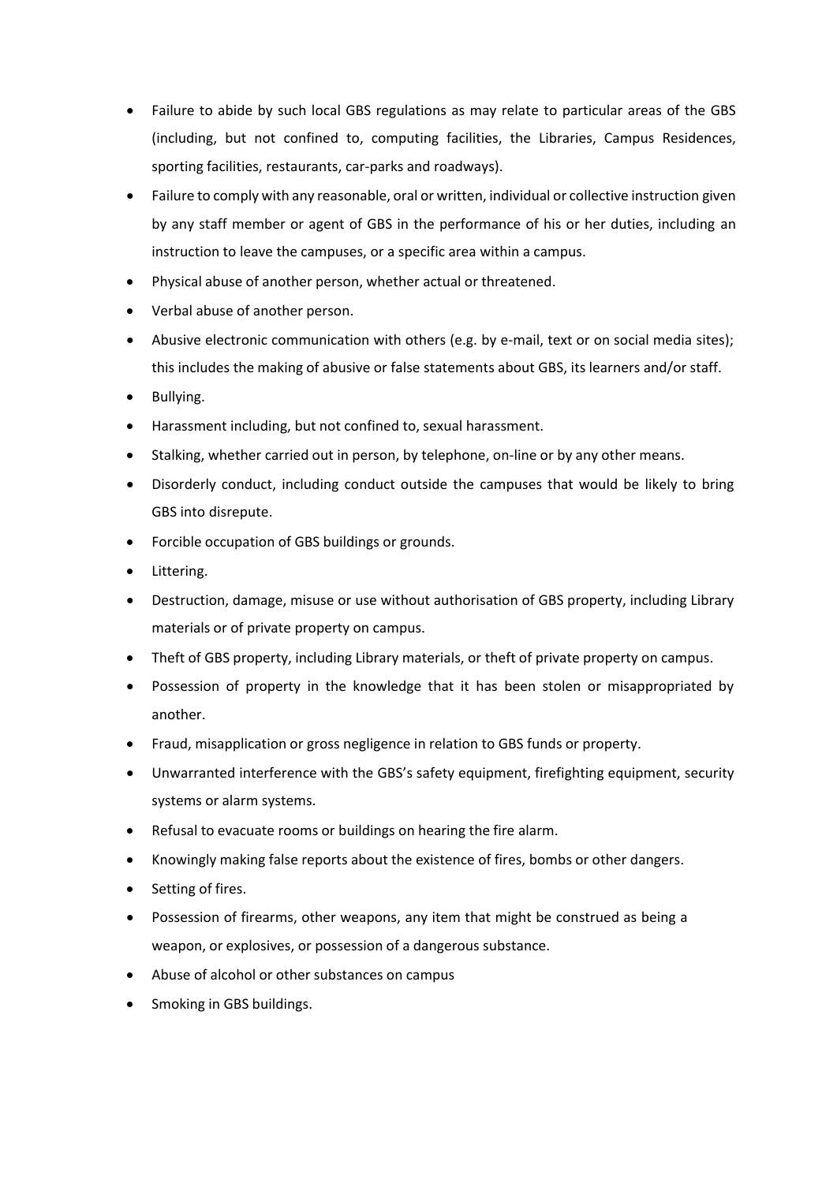- Failure to abide by such local GBS regulations as may relate to particular areas of the GBS (including, but not confined to, computing facilities, the Libraries, Campus Residences, sporting facilities, restaurants, car-parks and roadways).
- Failure to comply with any reasonable, oral or written, individual or collective instruction given by any staff member or agent of GBS in the performance of his or her duties, including an instruction to leave the campuses, or a specific area within a campus.
- Physical abuse of another person, whether actual or threatened.
- Verbal abuse of another person.
- Abusive electronic communication with others (e.g. by e-mail, text or on social media sites); this includes the making of abusive or false statements about GBS, its learners and/or staff.
- Bullying.
- Harassment including, but not confined to, sexual harassment.
- Stalking, whether carried out in person, by telephone, on-line or by any other means.
- Disorderly conduct, including conduct outside the campuses that would be likely to bring GBS into disrepute.
- Forcible occupation of GBS buildings or grounds.
- Littering.
- Destruction, damage, misuse or use without authorisation of GBS property, including Library materials or of private property on campus.
- Theft of GBS property, including Library materials, or theft of private property on campus.
- Possession of property in the knowledge that it has been stolen or misappropriated by another.
- Fraud, misapplication or gross negligence in relation to GBS funds or property.
- Unwarranted interference with the GBS's safety equipment, firefighting equipment, security systems or alarm systems.
- Refusal to evacuate rooms or buildings on hearing the fire alarm.
- Knowingly making false reports about the existence of fires, bombs or other dangers.
- Setting of fires.
- Possession of firearms, other weapons, any item that might be construed as being a weapon, or explosives, or possession of a dangerous substance.
- Abuse of alcohol or other substances on campus
- Smoking in GBS buildings.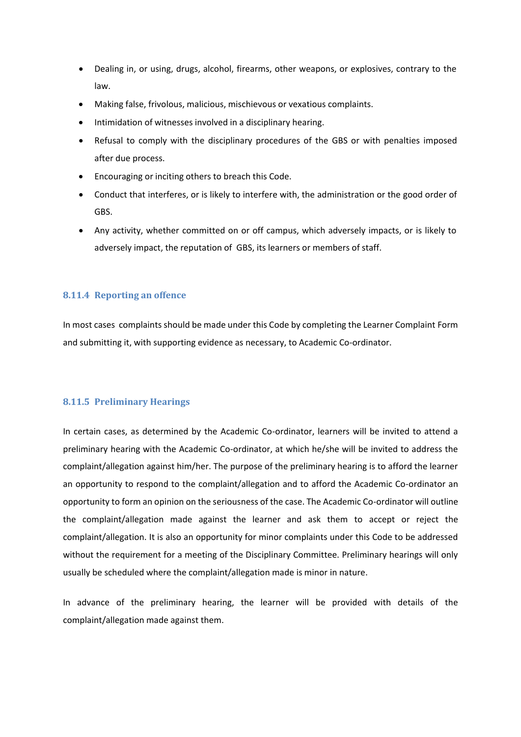- Dealing in, or using, drugs, alcohol, firearms, other weapons, or explosives, contrary to the law.
- Making false, frivolous, malicious, mischievous or vexatious complaints.
- Intimidation of witnesses involved in a disciplinary hearing.
- Refusal to comply with the disciplinary procedures of the GBS or with penalties imposed after due process.
- Encouraging or inciting others to breach this Code.
- Conduct that interferes, or is likely to interfere with, the administration or the good order of GBS.
- Any activity, whether committed on or off campus, which adversely impacts, or is likely to adversely impact, the reputation of GBS, its learners or members of staff.

### 8.11.4 Reporting an offence

In most cases complaints should be made under this Code by completing the Learner Complaint Form and submitting it, with supporting evidence as necessary, to Academic Co-ordinator.

### 8.11.5 Preliminary Hearings

In certain cases, as determined by the Academic Co-ordinator, learners will be invited to attend a preliminary hearing with the Academic Co-ordinator, at which he/she will be invited to address the complaint/allegation against him/her. The purpose of the preliminary hearing is to afford the learner an opportunity to respond to the complaint/allegation and to afford the Academic Co-ordinator an opportunity to form an opinion on the seriousness of the case. The Academic Co-ordinator will outline the complaint/allegation made against the learner and ask them to accept or reject the complaint/allegation. It is also an opportunity for minor complaints under this Code to be addressed without the requirement for a meeting of the Disciplinary Committee. Preliminary hearings will only usually be scheduled where the complaint/allegation made is minor in nature.

In advance of the preliminary hearing, the learner will be provided with details of the complaint/allegation made against them.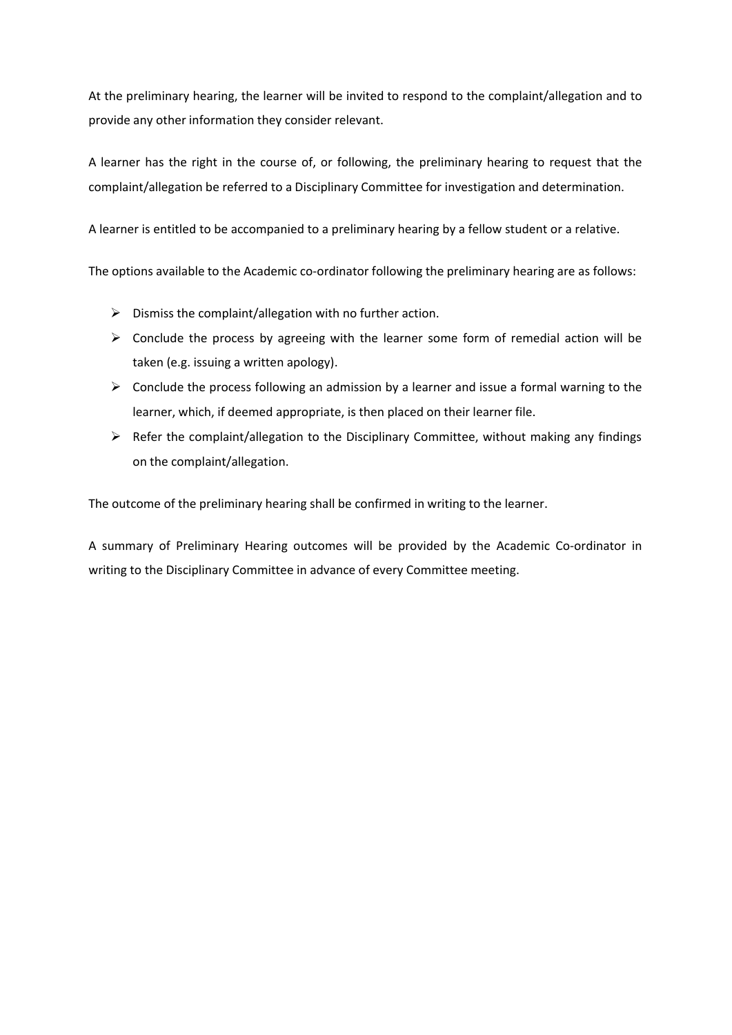At the preliminary hearing, the learner will be invited to respond to the complaint/allegation and to provide any other information they consider relevant.

A learner has the right in the course of, or following, the preliminary hearing to request that the complaint/allegation be referred to a Disciplinary Committee for investigation and determination.

A learner is entitled to be accompanied to a preliminary hearing by a fellow student or a relative.

The options available to the Academic co-ordinator following the preliminary hearing are as follows:

- Dismiss the complaint/allegation with no further action.
- Conclude the process by agreeing with the learner some form of remedial action will be taken (e.g. issuing a written apology).
- Conclude the process following an admission by a learner and issue a formal warning to the learner, which, if deemed appropriate, is then placed on their learner file.
- Refer the complaint/allegation to the Disciplinary Committee, without making any findings on the complaint/allegation.

The outcome of the preliminary hearing shall be confirmed in writing to the learner.

A summary of Preliminary Hearing outcomes will be provided by the Academic Co-ordinator in writing to the Disciplinary Committee in advance of every Committee meeting.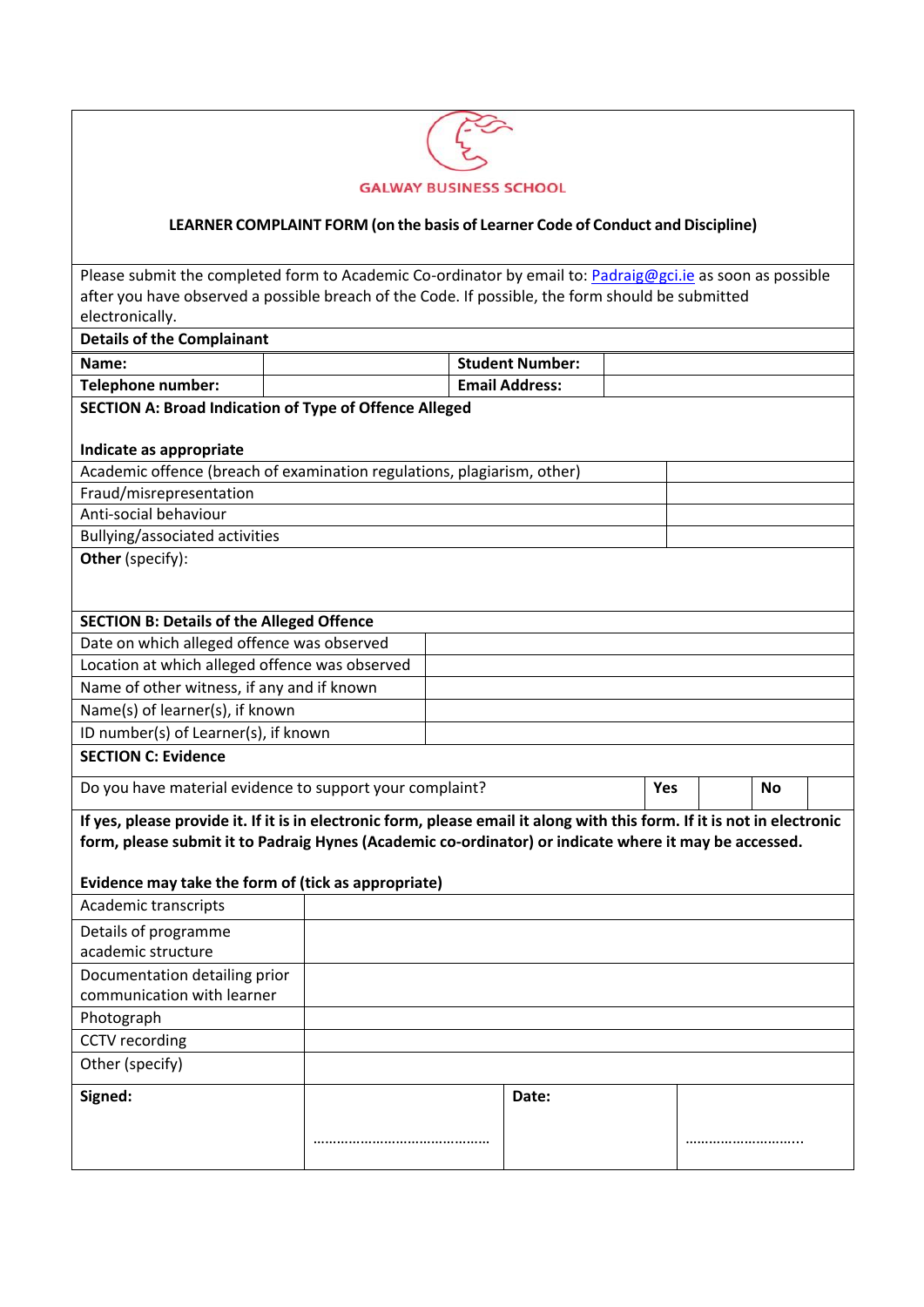GALWAY BUSINESS SCHOOL

## LEARNER COMPLAINT FORM (on the basis of Learner Code of Conduct and Discipline)

Please submit the completed form to Academic Co-ordinator by email to: Padraig@gci.ie as soon as possible after you have observed a possible breach of the Code. If possible, the form should be submitted electronically.

**Details of the Complainant**

| **Name:** | | **Student Number:** | |
|---|---|---|---|
| **Telephone number:** | | **Email Address:** | |

**SECTION A: Broad Indication of Type of Offence Alleged**

**Indicate as appropriate**

| | |
|---|---|
| Academic offence (breach of examination regulations, plagiarism, other) | |
| Fraud/misrepresentation | |
| Anti-social behaviour | |
| Bullying/associated activities | |

**Other** (specify):

**SECTION B: Details of the Alleged Offence**

| | |
|---|---|
| Date on which alleged offence was observed | |
| Location at which alleged offence was observed | |
| Name of other witness, if any and if known | |
| Name(s) of learner(s), if known | |
| ID number(s) of Learner(s), if known | |

**SECTION C: Evidence**

| Do you have material evidence to support your complaint? | **Yes** | | **No** | |
|---|---|---|---|---|

**If yes, please provide it. If it is in electronic form, please email it along with this form. If it is not in electronic form, please submit it to Padraig Hynes (Academic co-ordinator) or indicate where it may be accessed.**

**Evidence may take the form of (tick as appropriate)**

| | |
|---|---|
| Academic transcripts | |
| Details of programme academic structure | |
| Documentation detailing prior communication with learner | |
| Photograph | |
| CCTV recording | |
| Other (specify) | |

| **Signed:** | ……………………………………… | **Date:** | ……………………….. |
|---|---|---|---|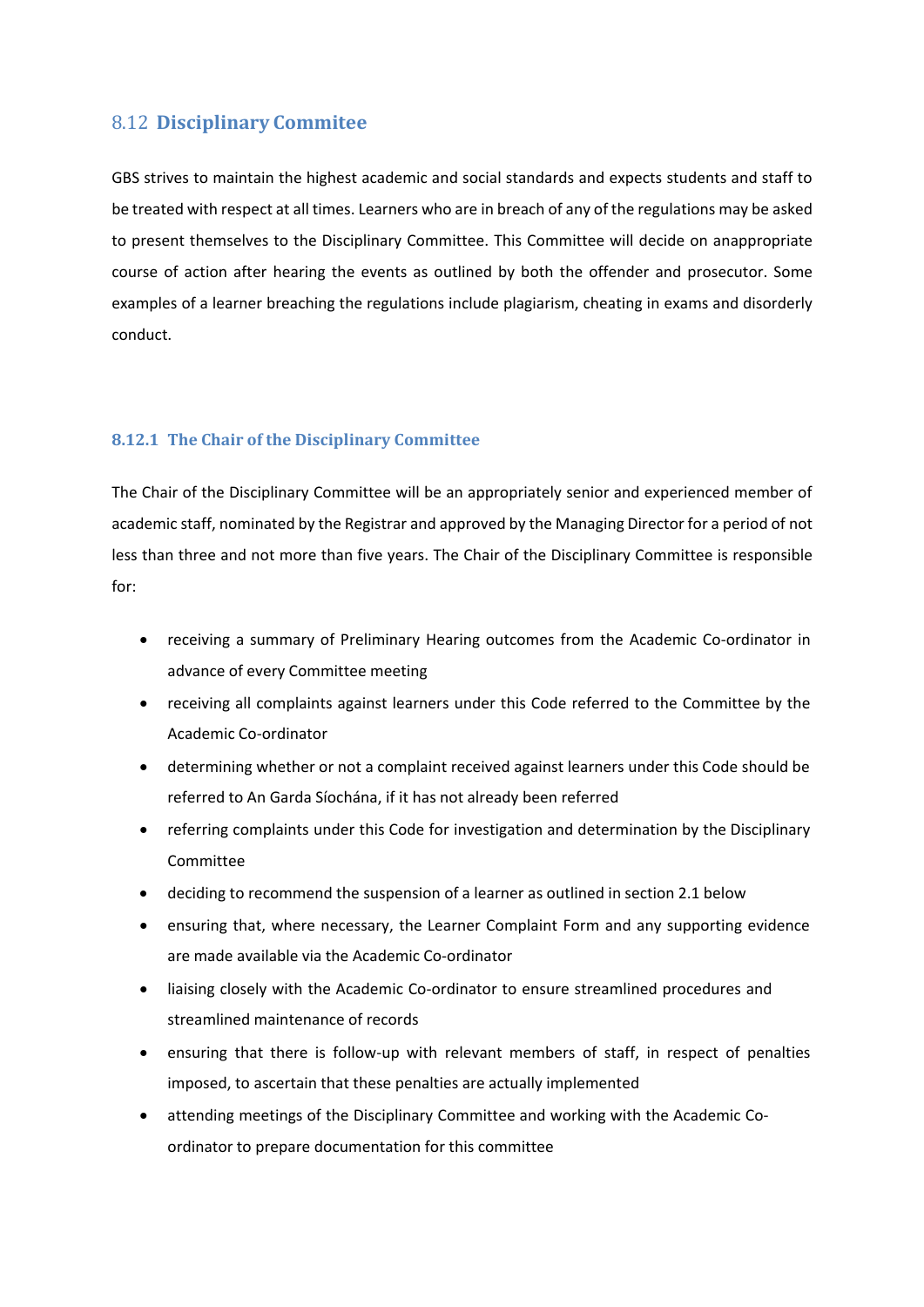## 8.12 Disciplinary Commitee

GBS strives to maintain the highest academic and social standards and expects students and staff to be treated with respect at all times. Learners who are in breach of any of the regulations may be asked to present themselves to the Disciplinary Committee. This Committee will decide on anappropriate course of action after hearing the events as outlined by both the offender and prosecutor. Some examples of a learner breaching the regulations include plagiarism, cheating in exams and disorderly conduct.

### 8.12.1 The Chair of the Disciplinary Committee

The Chair of the Disciplinary Committee will be an appropriately senior and experienced member of academic staff, nominated by the Registrar and approved by the Managing Director for a period of not less than three and not more than five years. The Chair of the Disciplinary Committee is responsible for:

- receiving a summary of Preliminary Hearing outcomes from the Academic Co-ordinator in advance of every Committee meeting
- receiving all complaints against learners under this Code referred to the Committee by the Academic Co-ordinator
- determining whether or not a complaint received against learners under this Code should be referred to An Garda Síochána, if it has not already been referred
- referring complaints under this Code for investigation and determination by the Disciplinary Committee
- deciding to recommend the suspension of a learner as outlined in section 2.1 below
- ensuring that, where necessary, the Learner Complaint Form and any supporting evidence are made available via the Academic Co-ordinator
- liaising closely with the Academic Co-ordinator to ensure streamlined procedures and streamlined maintenance of records
- ensuring that there is follow-up with relevant members of staff, in respect of penalties imposed, to ascertain that these penalties are actually implemented
- attending meetings of the Disciplinary Committee and working with the Academic Co-ordinator to prepare documentation for this committee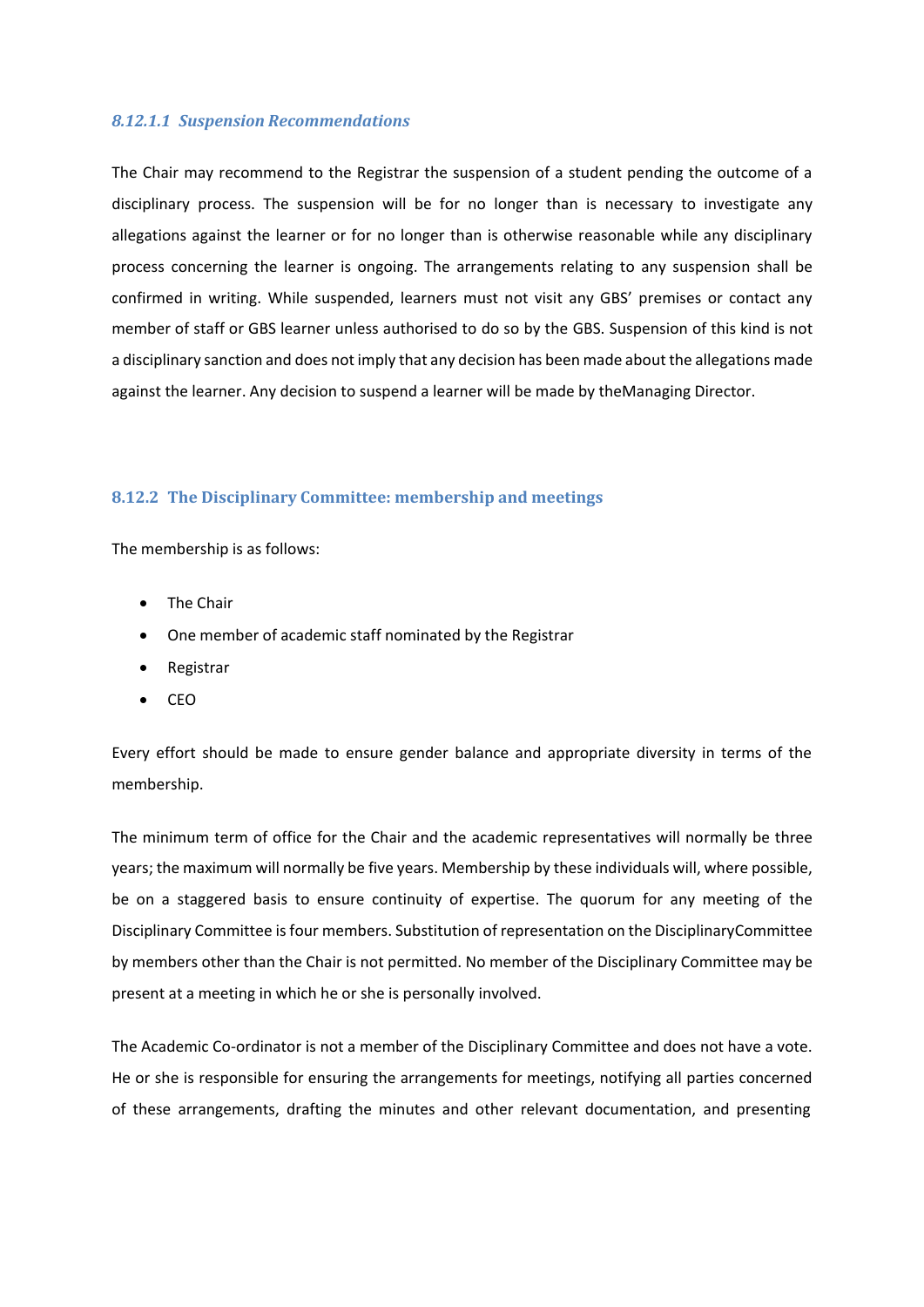#### *8.12.1.1 Suspension Recommendations*

The Chair may recommend to the Registrar the suspension of a student pending the outcome of a disciplinary process. The suspension will be for no longer than is necessary to investigate any allegations against the learner or for no longer than is otherwise reasonable while any disciplinary process concerning the learner is ongoing. The arrangements relating to any suspension shall be confirmed in writing. While suspended, learners must not visit any GBS' premises or contact any member of staff or GBS learner unless authorised to do so by the GBS. Suspension of this kind is not a disciplinary sanction and does not imply that any decision has been made about the allegations made against the learner. Any decision to suspend a learner will be made by theManaging Director.

### 8.12.2 The Disciplinary Committee: membership and meetings

The membership is as follows:

- The Chair
- One member of academic staff nominated by the Registrar
- Registrar
- CEO

Every effort should be made to ensure gender balance and appropriate diversity in terms of the membership.

The minimum term of office for the Chair and the academic representatives will normally be three years; the maximum will normally be five years. Membership by these individuals will, where possible, be on a staggered basis to ensure continuity of expertise. The quorum for any meeting of the Disciplinary Committee is four members. Substitution of representation on the DisciplinaryCommittee by members other than the Chair is not permitted. No member of the Disciplinary Committee may be present at a meeting in which he or she is personally involved.

The Academic Co-ordinator is not a member of the Disciplinary Committee and does not have a vote. He or she is responsible for ensuring the arrangements for meetings, notifying all parties concerned of these arrangements, drafting the minutes and other relevant documentation, and presenting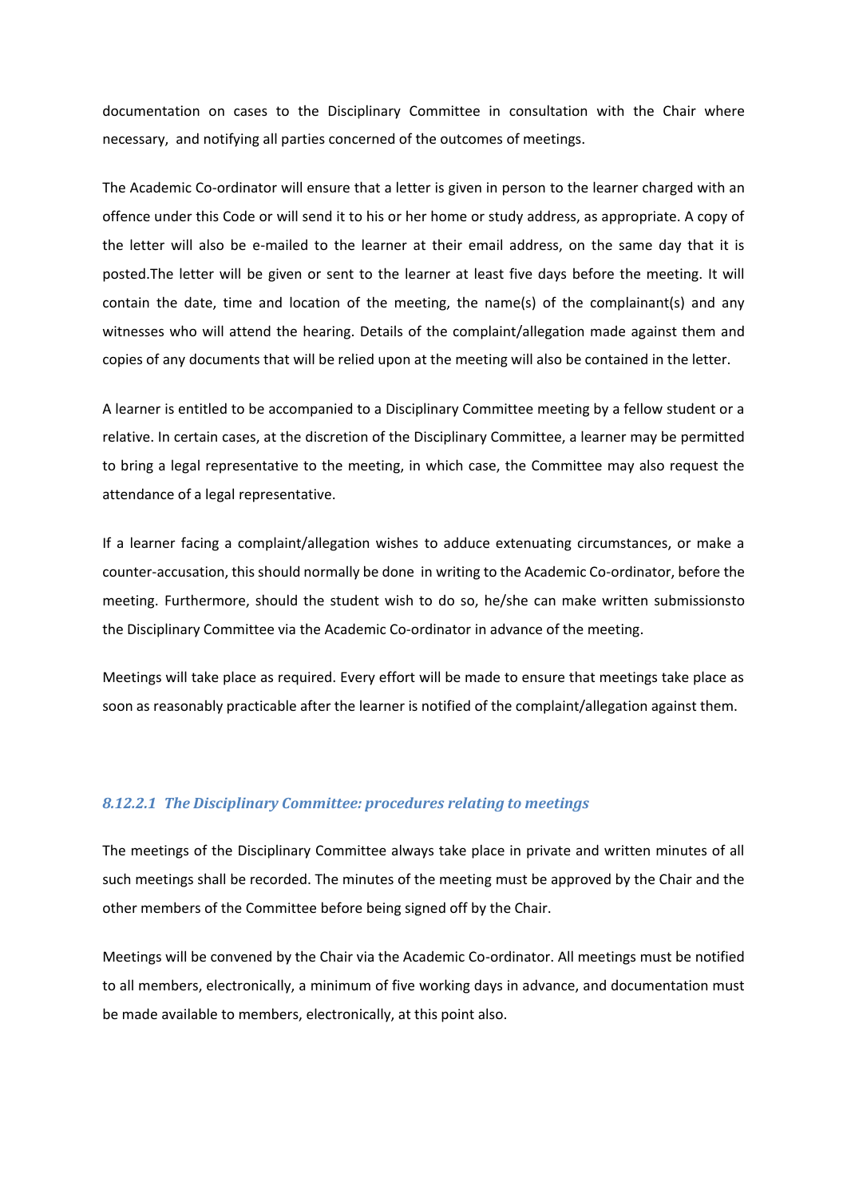documentation on cases to the Disciplinary Committee in consultation with the Chair where necessary, and notifying all parties concerned of the outcomes of meetings.

The Academic Co-ordinator will ensure that a letter is given in person to the learner charged with an offence under this Code or will send it to his or her home or study address, as appropriate. A copy of the letter will also be e-mailed to the learner at their email address, on the same day that it is posted.The letter will be given or sent to the learner at least five days before the meeting. It will contain the date, time and location of the meeting, the name(s) of the complainant(s) and any witnesses who will attend the hearing. Details of the complaint/allegation made against them and copies of any documents that will be relied upon at the meeting will also be contained in the letter.

A learner is entitled to be accompanied to a Disciplinary Committee meeting by a fellow student or a relative. In certain cases, at the discretion of the Disciplinary Committee, a learner may be permitted to bring a legal representative to the meeting, in which case, the Committee may also request the attendance of a legal representative.

If a learner facing a complaint/allegation wishes to adduce extenuating circumstances, or make a counter-accusation, this should normally be done in writing to the Academic Co-ordinator, before the meeting. Furthermore, should the student wish to do so, he/she can make written submissionsto the Disciplinary Committee via the Academic Co-ordinator in advance of the meeting.

Meetings will take place as required. Every effort will be made to ensure that meetings take place as soon as reasonably practicable after the learner is notified of the complaint/allegation against them.

#### *8.12.2.1 The Disciplinary Committee: procedures relating to meetings*

The meetings of the Disciplinary Committee always take place in private and written minutes of all such meetings shall be recorded. The minutes of the meeting must be approved by the Chair and the other members of the Committee before being signed off by the Chair.

Meetings will be convened by the Chair via the Academic Co-ordinator. All meetings must be notified to all members, electronically, a minimum of five working days in advance, and documentation must be made available to members, electronically, at this point also.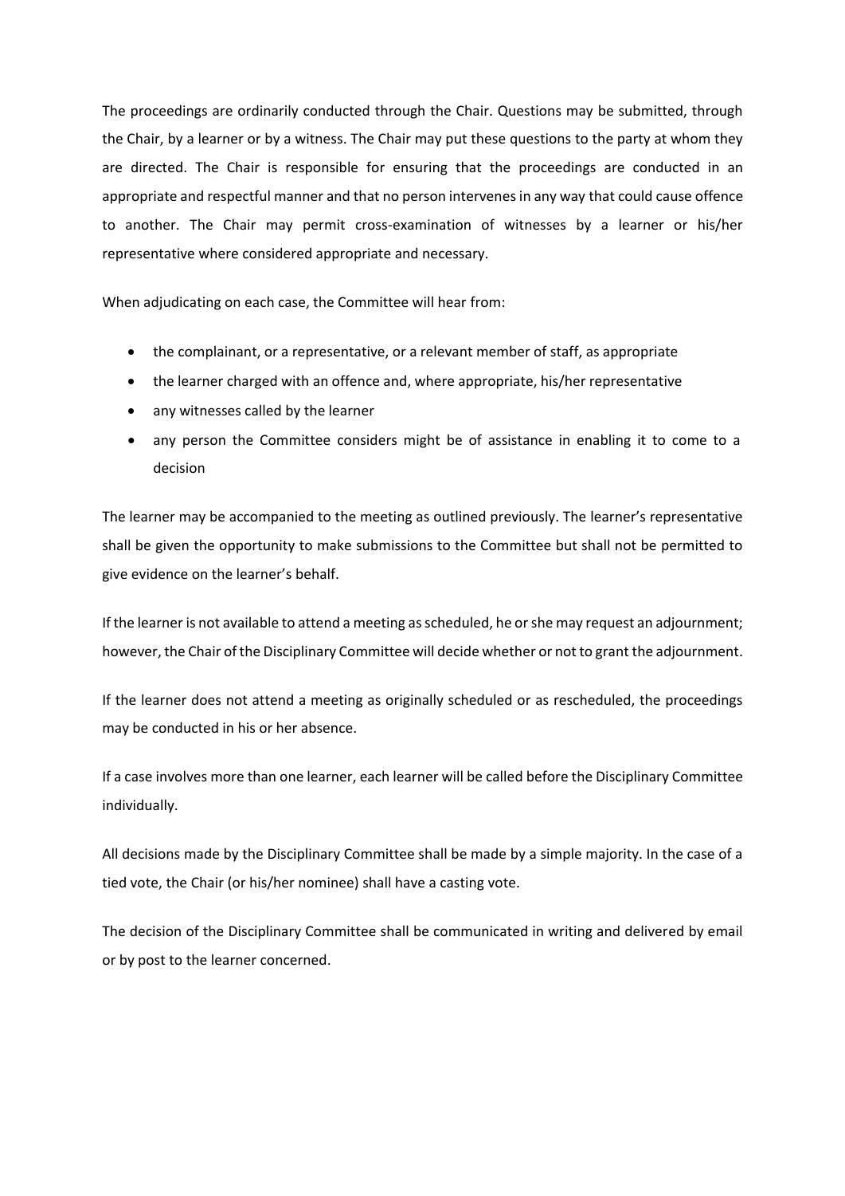The proceedings are ordinarily conducted through the Chair. Questions may be submitted, through the Chair, by a learner or by a witness. The Chair may put these questions to the party at whom they are directed. The Chair is responsible for ensuring that the proceedings are conducted in an appropriate and respectful manner and that no person intervenes in any way that could cause offence to another. The Chair may permit cross-examination of witnesses by a learner or his/her representative where considered appropriate and necessary.

When adjudicating on each case, the Committee will hear from:

- the complainant, or a representative, or a relevant member of staff, as appropriate
- the learner charged with an offence and, where appropriate, his/her representative
- any witnesses called by the learner
- any person the Committee considers might be of assistance in enabling it to come to a decision

The learner may be accompanied to the meeting as outlined previously. The learner's representative shall be given the opportunity to make submissions to the Committee but shall not be permitted to give evidence on the learner's behalf.

If the learner is not available to attend a meeting as scheduled, he or she may request an adjournment; however, the Chair of the Disciplinary Committee will decide whether or not to grant the adjournment.

If the learner does not attend a meeting as originally scheduled or as rescheduled, the proceedings may be conducted in his or her absence.

If a case involves more than one learner, each learner will be called before the Disciplinary Committee individually.

All decisions made by the Disciplinary Committee shall be made by a simple majority. In the case of a tied vote, the Chair (or his/her nominee) shall have a casting vote.

The decision of the Disciplinary Committee shall be communicated in writing and delivered by email or by post to the learner concerned.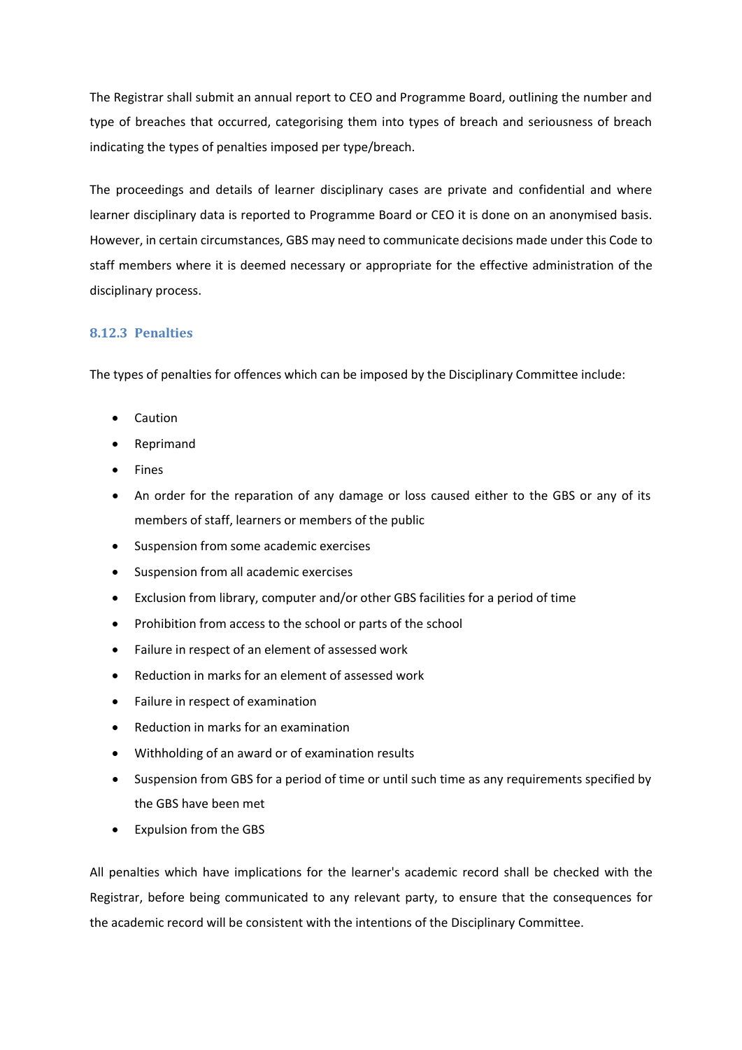The Registrar shall submit an annual report to CEO and Programme Board, outlining the number and type of breaches that occurred, categorising them into types of breach and seriousness of breach indicating the types of penalties imposed per type/breach.

The proceedings and details of learner disciplinary cases are private and confidential and where learner disciplinary data is reported to Programme Board or CEO it is done on an anonymised basis. However, in certain circumstances, GBS may need to communicate decisions made under this Code to staff members where it is deemed necessary or appropriate for the effective administration of the disciplinary process.

### 8.12.3 Penalties

The types of penalties for offences which can be imposed by the Disciplinary Committee include:

- Caution
- Reprimand
- Fines
- An order for the reparation of any damage or loss caused either to the GBS or any of its members of staff, learners or members of the public
- Suspension from some academic exercises
- Suspension from all academic exercises
- Exclusion from library, computer and/or other GBS facilities for a period of time
- Prohibition from access to the school or parts of the school
- Failure in respect of an element of assessed work
- Reduction in marks for an element of assessed work
- Failure in respect of examination
- Reduction in marks for an examination
- Withholding of an award or of examination results
- Suspension from GBS for a period of time or until such time as any requirements specified by the GBS have been met
- Expulsion from the GBS

All penalties which have implications for the learner's academic record shall be checked with the Registrar, before being communicated to any relevant party, to ensure that the consequences for the academic record will be consistent with the intentions of the Disciplinary Committee.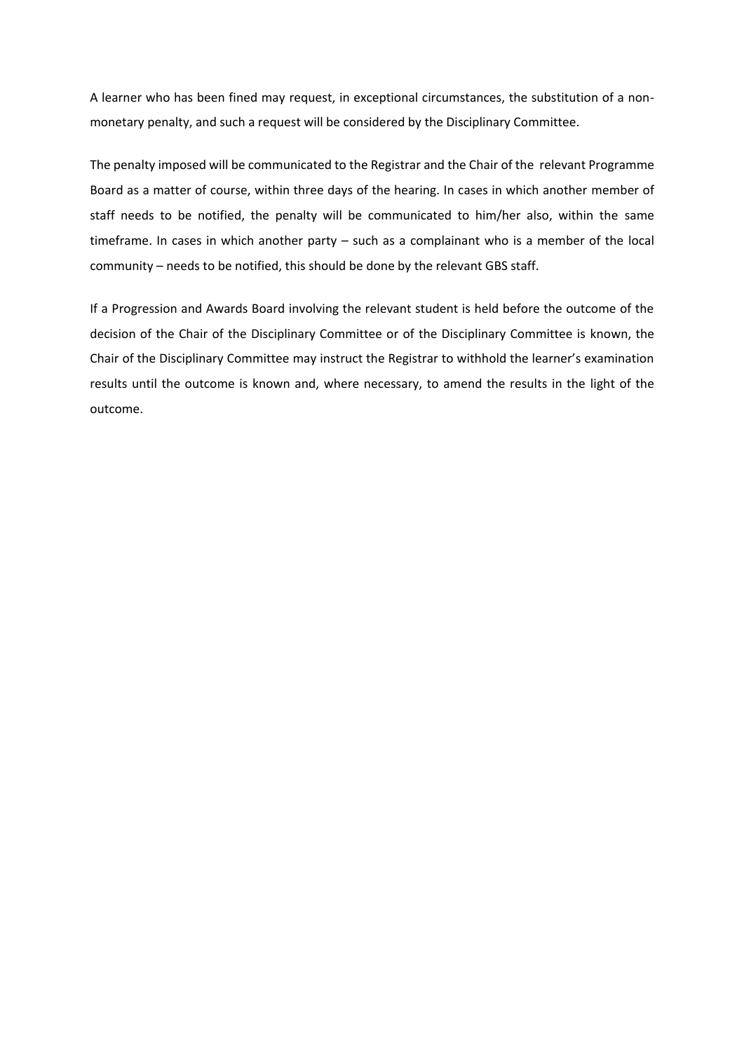A learner who has been fined may request, in exceptional circumstances, the substitution of a non-monetary penalty, and such a request will be considered by the Disciplinary Committee.

The penalty imposed will be communicated to the Registrar and the Chair of the relevant Programme Board as a matter of course, within three days of the hearing. In cases in which another member of staff needs to be notified, the penalty will be communicated to him/her also, within the same timeframe. In cases in which another party – such as a complainant who is a member of the local community – needs to be notified, this should be done by the relevant GBS staff.

If a Progression and Awards Board involving the relevant student is held before the outcome of the decision of the Chair of the Disciplinary Committee or of the Disciplinary Committee is known, the Chair of the Disciplinary Committee may instruct the Registrar to withhold the learner's examination results until the outcome is known and, where necessary, to amend the results in the light of the outcome.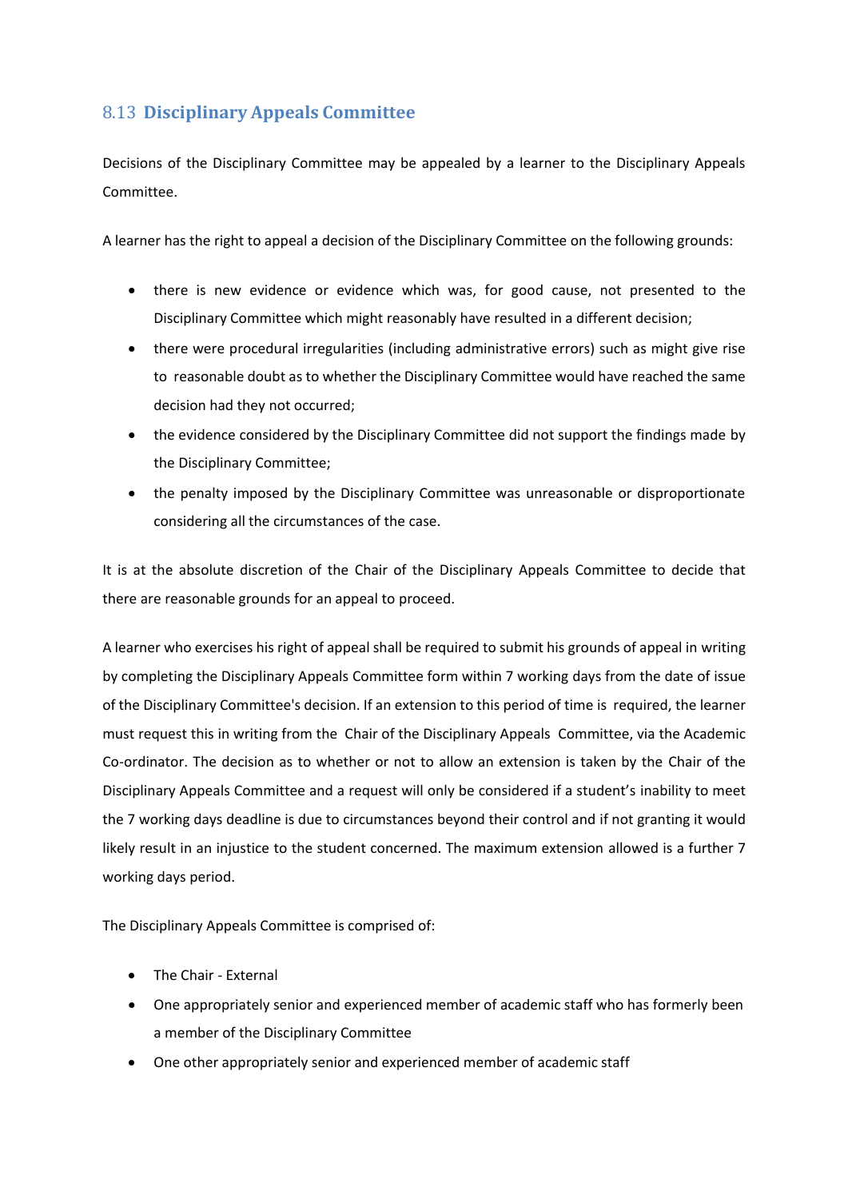## 8.13 Disciplinary Appeals Committee

Decisions of the Disciplinary Committee may be appealed by a learner to the Disciplinary Appeals Committee.

A learner has the right to appeal a decision of the Disciplinary Committee on the following grounds:

- there is new evidence or evidence which was, for good cause, not presented to the Disciplinary Committee which might reasonably have resulted in a different decision;
- there were procedural irregularities (including administrative errors) such as might give rise to reasonable doubt as to whether the Disciplinary Committee would have reached the same decision had they not occurred;
- the evidence considered by the Disciplinary Committee did not support the findings made by the Disciplinary Committee;
- the penalty imposed by the Disciplinary Committee was unreasonable or disproportionate considering all the circumstances of the case.

It is at the absolute discretion of the Chair of the Disciplinary Appeals Committee to decide that there are reasonable grounds for an appeal to proceed.

A learner who exercises his right of appeal shall be required to submit his grounds of appeal in writing by completing the Disciplinary Appeals Committee form within 7 working days from the date of issue of the Disciplinary Committee's decision. If an extension to this period of time is required, the learner must request this in writing from the Chair of the Disciplinary Appeals Committee, via the Academic Co-ordinator. The decision as to whether or not to allow an extension is taken by the Chair of the Disciplinary Appeals Committee and a request will only be considered if a student's inability to meet the 7 working days deadline is due to circumstances beyond their control and if not granting it would likely result in an injustice to the student concerned. The maximum extension allowed is a further 7 working days period.

The Disciplinary Appeals Committee is comprised of:

- The Chair - External
- One appropriately senior and experienced member of academic staff who has formerly been a member of the Disciplinary Committee
- One other appropriately senior and experienced member of academic staff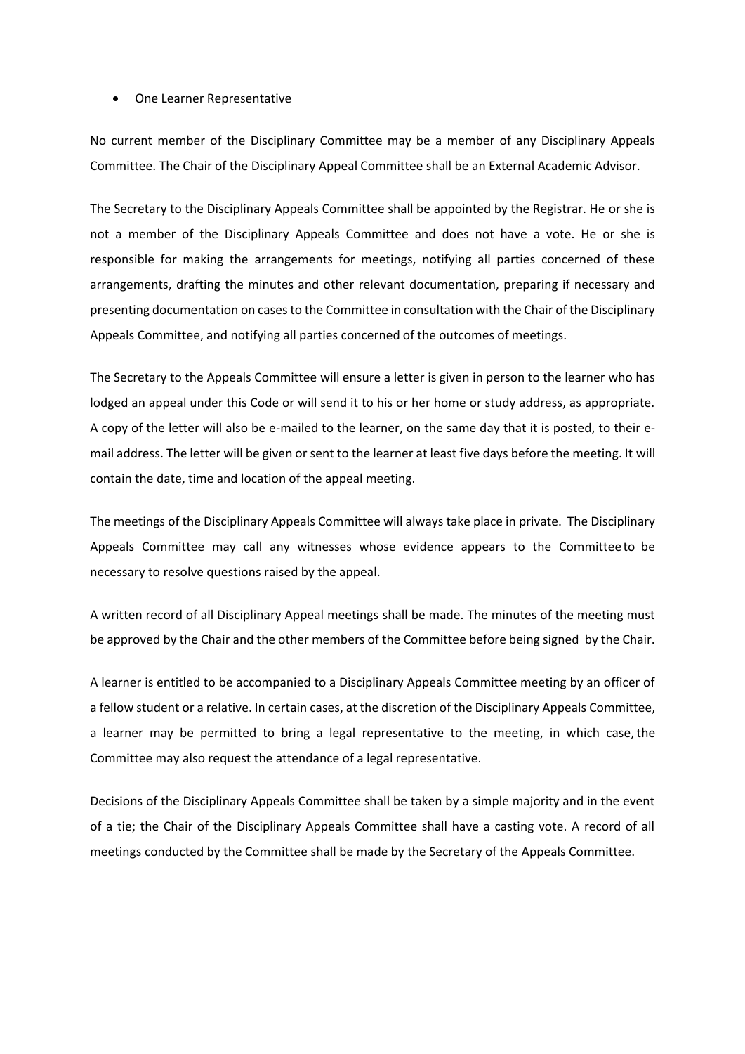- One Learner Representative

No current member of the Disciplinary Committee may be a member of any Disciplinary Appeals Committee. The Chair of the Disciplinary Appeal Committee shall be an External Academic Advisor.

The Secretary to the Disciplinary Appeals Committee shall be appointed by the Registrar. He or she is not a member of the Disciplinary Appeals Committee and does not have a vote. He or she is responsible for making the arrangements for meetings, notifying all parties concerned of these arrangements, drafting the minutes and other relevant documentation, preparing if necessary and presenting documentation on cases to the Committee in consultation with the Chair of the Disciplinary Appeals Committee, and notifying all parties concerned of the outcomes of meetings.

The Secretary to the Appeals Committee will ensure a letter is given in person to the learner who has lodged an appeal under this Code or will send it to his or her home or study address, as appropriate. A copy of the letter will also be e-mailed to the learner, on the same day that it is posted, to their e-mail address. The letter will be given or sent to the learner at least five days before the meeting. It will contain the date, time and location of the appeal meeting.

The meetings of the Disciplinary Appeals Committee will always take place in private. The Disciplinary Appeals Committee may call any witnesses whose evidence appears to the Committee to be necessary to resolve questions raised by the appeal.

A written record of all Disciplinary Appeal meetings shall be made. The minutes of the meeting must be approved by the Chair and the other members of the Committee before being signed by the Chair.

A learner is entitled to be accompanied to a Disciplinary Appeals Committee meeting by an officer of a fellow student or a relative. In certain cases, at the discretion of the Disciplinary Appeals Committee, a learner may be permitted to bring a legal representative to the meeting, in which case, the Committee may also request the attendance of a legal representative.

Decisions of the Disciplinary Appeals Committee shall be taken by a simple majority and in the event of a tie; the Chair of the Disciplinary Appeals Committee shall have a casting vote. A record of all meetings conducted by the Committee shall be made by the Secretary of the Appeals Committee.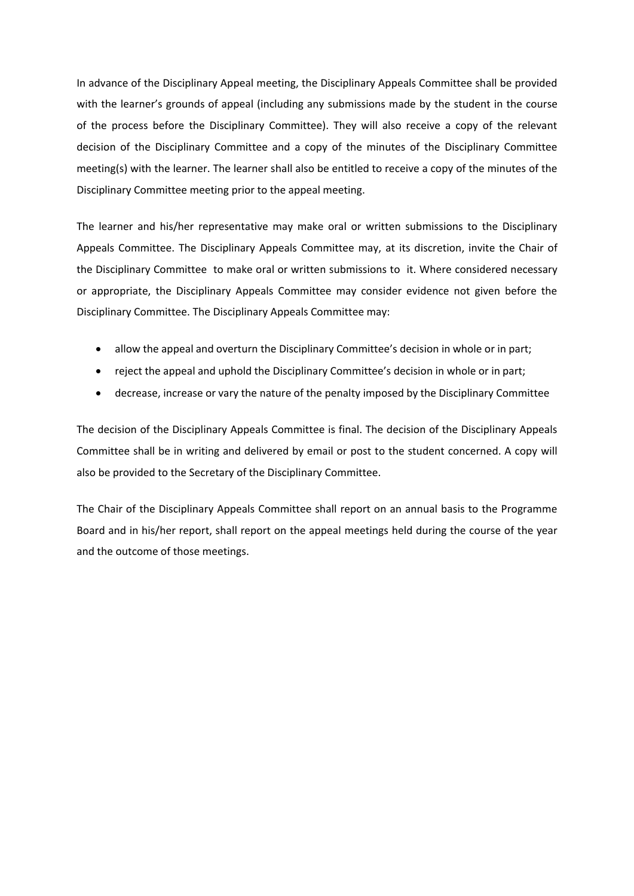In advance of the Disciplinary Appeal meeting, the Disciplinary Appeals Committee shall be provided with the learner's grounds of appeal (including any submissions made by the student in the course of the process before the Disciplinary Committee). They will also receive a copy of the relevant decision of the Disciplinary Committee and a copy of the minutes of the Disciplinary Committee meeting(s) with the learner. The learner shall also be entitled to receive a copy of the minutes of the Disciplinary Committee meeting prior to the appeal meeting.

The learner and his/her representative may make oral or written submissions to the Disciplinary Appeals Committee. The Disciplinary Appeals Committee may, at its discretion, invite the Chair of the Disciplinary Committee to make oral or written submissions to it. Where considered necessary or appropriate, the Disciplinary Appeals Committee may consider evidence not given before the Disciplinary Committee. The Disciplinary Appeals Committee may:

- allow the appeal and overturn the Disciplinary Committee's decision in whole or in part;
- reject the appeal and uphold the Disciplinary Committee's decision in whole or in part;
- decrease, increase or vary the nature of the penalty imposed by the Disciplinary Committee

The decision of the Disciplinary Appeals Committee is final. The decision of the Disciplinary Appeals Committee shall be in writing and delivered by email or post to the student concerned. A copy will also be provided to the Secretary of the Disciplinary Committee.

The Chair of the Disciplinary Appeals Committee shall report on an annual basis to the Programme Board and in his/her report, shall report on the appeal meetings held during the course of the year and the outcome of those meetings.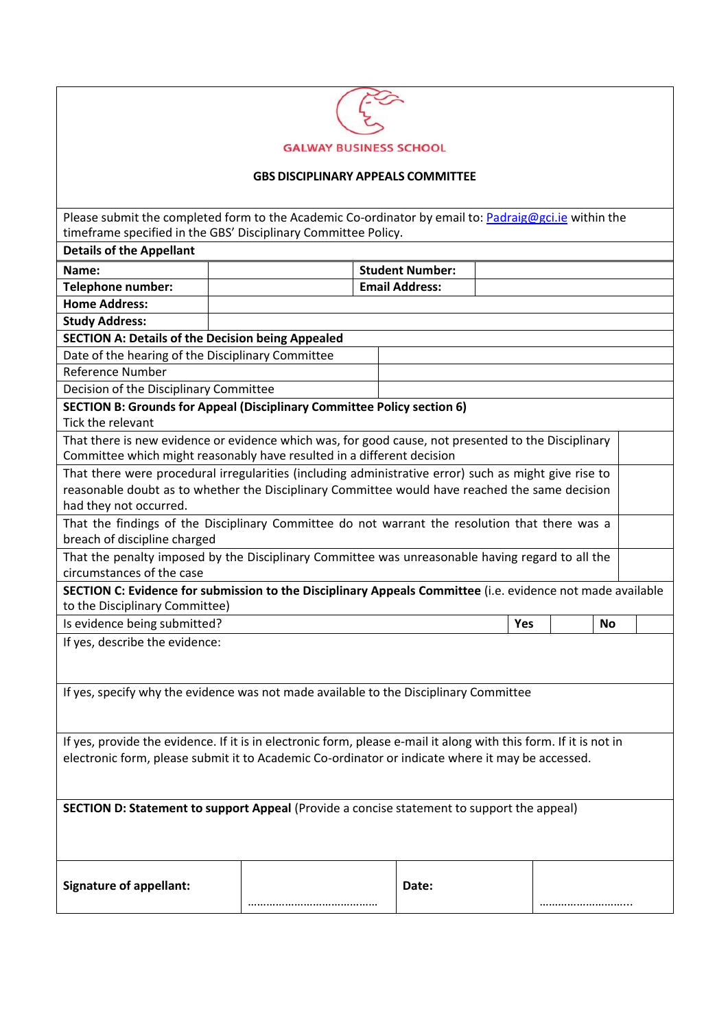GALWAY BUSINESS SCHOOL

## GBS DISCIPLINARY APPEALS COMMITTEE

Please submit the completed form to the Academic Co-ordinator by email to: Padraig@gci.ie within the timeframe specified in the GBS' Disciplinary Committee Policy.

**Details of the Appellant**

| | | | |
|---|---|---|---|
| **Name:** | | **Student Number:** | |
| **Telephone number:** | | **Email Address:** | |
| **Home Address:** | | | |
| **Study Address:** | | | |

**SECTION A: Details of the Decision being Appealed**

| | |
|---|---|
| Date of the hearing of the Disciplinary Committee | |
| Reference Number | |
| Decision of the Disciplinary Committee | |

**SECTION B: Grounds for Appeal (Disciplinary Committee Policy section 6)**
Tick the relevant

| | |
|---|---|
| That there is new evidence or evidence which was, for good cause, not presented to the Disciplinary Committee which might reasonably have resulted in a different decision | |
| That there were procedural irregularities (including administrative error) such as might give rise to reasonable doubt as to whether the Disciplinary Committee would have reached the same decision had they not occurred. | |
| That the findings of the Disciplinary Committee do not warrant the resolution that there was a breach of discipline charged | |
| That the penalty imposed by the Disciplinary Committee was unreasonable having regard to all the circumstances of the case | |

**SECTION C: Evidence for submission to the Disciplinary Appeals Committee** (i.e. evidence not made available to the Disciplinary Committee)

| | | | | |
|---|---|---|---|---|
| Is evidence being submitted? | **Yes** | | **No** | |

If yes, describe the evidence:

If yes, specify why the evidence was not made available to the Disciplinary Committee

If yes, provide the evidence. If it is in electronic form, please e-mail it along with this form. If it is not in electronic form, please submit it to Academic Co-ordinator or indicate where it may be accessed.

**SECTION D: Statement to support Appeal** (Provide a concise statement to support the appeal)

| | | | |
|---|---|---|---|
| **Signature of appellant:** | …………………………………… | **Date:** | ……………………….. |